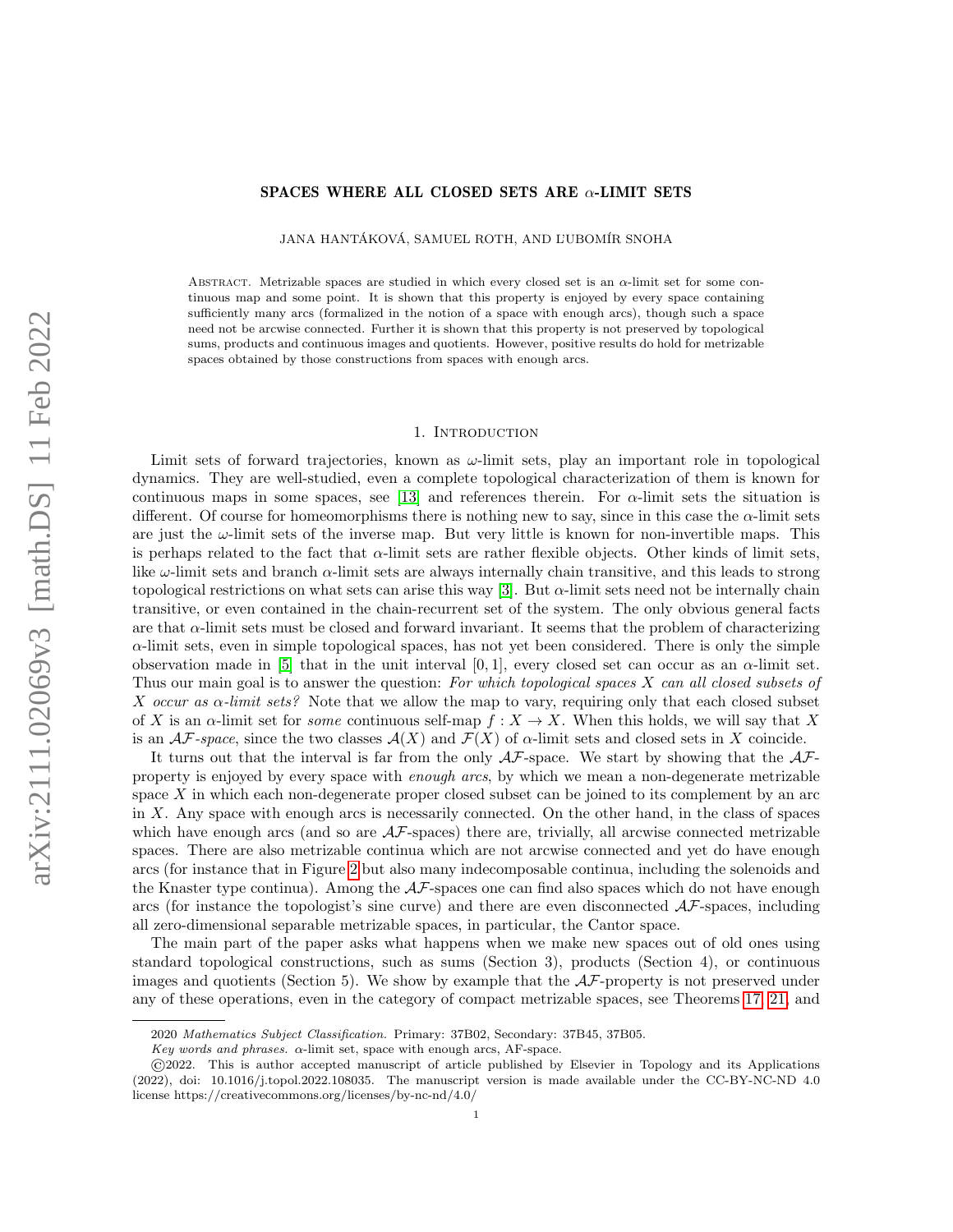# SPACES WHERE ALL CLOSED SETS ARE $\alpha$-LIMIT SETS

JANA HANTÁKOVÁ, SAMUEL ROTH, AND ĽUBOMÍR SNOHA

Abstract. Metrizable spaces are studied in which every closed set is an $\alpha$-limit set for some continuous map and some point. It is shown that this property is enjoyed by every space containing sufficiently many arcs (formalized in the notion of a space with enough arcs), though such a space need not be arcwise connected. Further it is shown that this property is not preserved by topological sums, products and continuous images and quotients. However, positive results do hold for metrizable spaces obtained by those constructions from spaces with enough arcs.

## 1. Introduction

Limit sets of forward trajectories, known as $\omega$-limit sets, play an important role in topological dynamics. They are well-studied, even a complete topological characterization of them is known for continuous maps in some spaces, see [13] and references therein. For $\alpha$-limit sets the situation is different. Of course for homeomorphisms there is nothing new to say, since in this case the $\alpha$-limit sets are just the $\omega$-limit sets of the inverse map. But very little is known for non-invertible maps. This is perhaps related to the fact that $\alpha$-limit sets are rather flexible objects. Other kinds of limit sets, like $\omega$-limit sets and branch $\alpha$-limit sets are always internally chain transitive, and this leads to strong topological restrictions on what sets can arise this way [3]. But $\alpha$-limit sets need not be internally chain transitive, or even contained in the chain-recurrent set of the system. The only obvious general facts are that $\alpha$-limit sets must be closed and forward invariant. It seems that the problem of characterizing $\alpha$-limit sets, even in simple topological spaces, has not yet been considered. There is only the simple observation made in [5] that in the unit interval $[0, 1]$, every closed set can occur as an $\alpha$-limit set. Thus our main goal is to answer the question: *For which topological spaces $X$ can all closed subsets of $X$ occur as $\alpha$-limit sets?* Note that we allow the map to vary, requiring only that each closed subset of $X$ is an $\alpha$-limit set for *some* continuous self-map $f : X \to X$. When this holds, we will say that $X$ is an *$\mathcal{AF}$-space*, since the two classes $\mathcal{A}(X)$ and $\mathcal{F}(X)$ of $\alpha$-limit sets and closed sets in $X$ coincide.

It turns out that the interval is far from the only $\mathcal{AF}$-space. We start by showing that the $\mathcal{AF}$-property is enjoyed by every space with *enough arcs*, by which we mean a non-degenerate metrizable space $X$ in which each non-degenerate proper closed subset can be joined to its complement by an arc in $X$. Any space with enough arcs is necessarily connected. On the other hand, in the class of spaces which have enough arcs (and so are $\mathcal{AF}$-spaces) there are, trivially, all arcwise connected metrizable spaces. There are also metrizable continua which are not arcwise connected and yet do have enough arcs (for instance that in Figure 2 but also many indecomposable continua, including the solenoids and the Knaster type continua). Among the $\mathcal{AF}$-spaces one can find also spaces which do not have enough arcs (for instance the topologist's sine curve) and there are even disconnected $\mathcal{AF}$-spaces, including all zero-dimensional separable metrizable spaces, in particular, the Cantor space.

The main part of the paper asks what happens when we make new spaces out of old ones using standard topological constructions, such as sums (Section 3), products (Section 4), or continuous images and quotients (Section 5). We show by example that the $\mathcal{AF}$-property is not preserved under any of these operations, even in the category of compact metrizable spaces, see Theorems 17, 21, and

---

2020 *Mathematics Subject Classification.* Primary: 37B02, Secondary: 37B45, 37B05.

*Key words and phrases.* $\alpha$-limit set, space with enough arcs, AF-space.

©2022. This is author accepted manuscript of article published by Elsevier in Topology and its Applications (2022), doi: 10.1016/j.topol.2022.108035. The manuscript version is made available under the CC-BY-NC-ND 4.0 license https://creativecommons.org/licenses/by-nc-nd/4.0/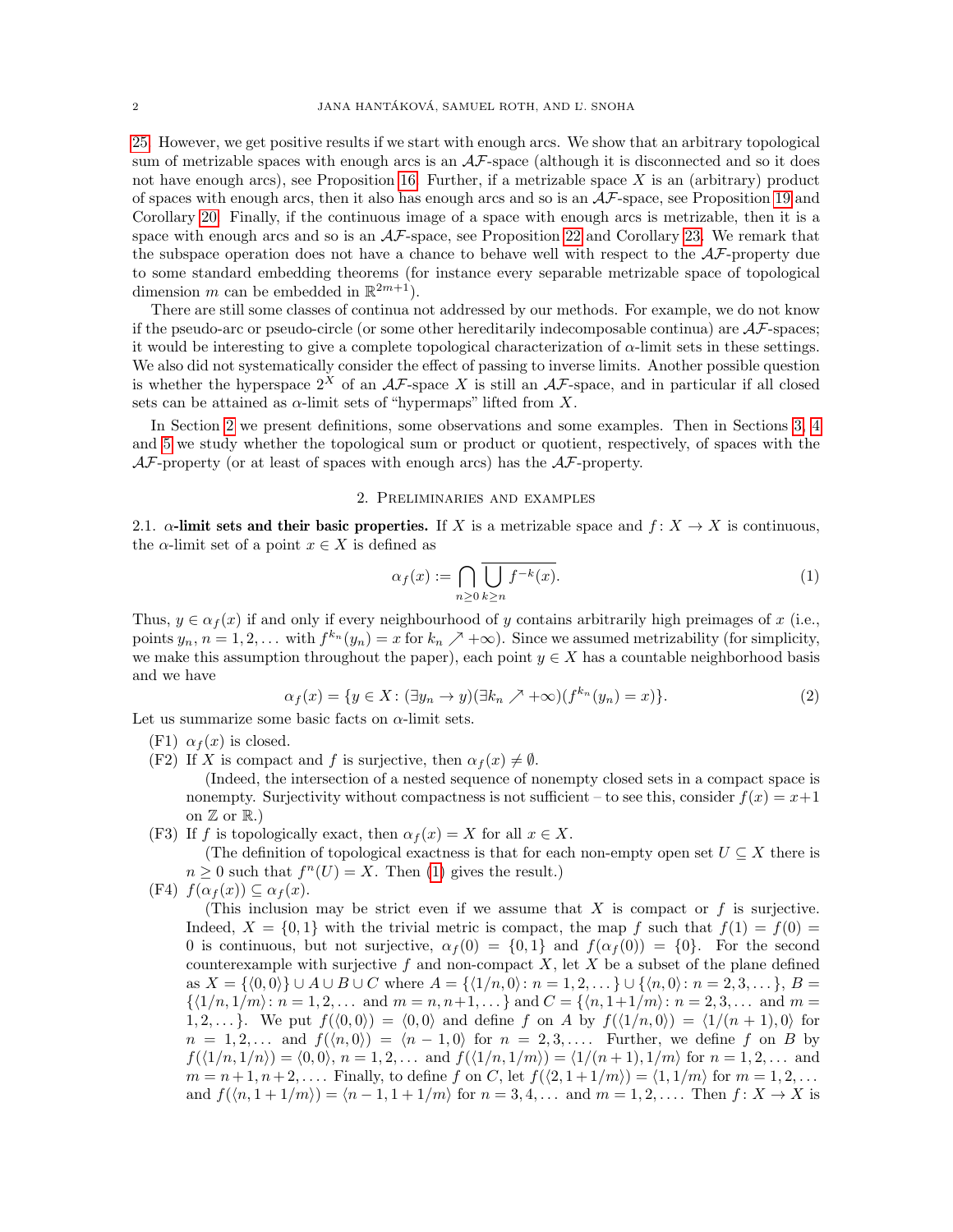[25]. However, we get positive results if we start with enough arcs. We show that an arbitrary topological sum of metrizable spaces with enough arcs is an $\mathcal{AF}$-space (although it is disconnected and so it does not have enough arcs), see Proposition 16. Further, if a metrizable space $X$ is an (arbitrary) product of spaces with enough arcs, then it also has enough arcs and so is an $\mathcal{AF}$-space, see Proposition 19 and Corollary 20. Finally, if the continuous image of a space with enough arcs is metrizable, then it is a space with enough arcs and so is an $\mathcal{AF}$-space, see Proposition 22 and Corollary 23. We remark that the subspace operation does not have a chance to behave well with respect to the $\mathcal{AF}$-property due to some standard embedding theorems (for instance every separable metrizable space of topological dimension $m$ can be embedded in $\mathbb{R}^{2m+1}$).

There are still some classes of continua not addressed by our methods. For example, we do not know if the pseudo-arc or pseudo-circle (or some other hereditarily indecomposable continua) are $\mathcal{AF}$-spaces; it would be interesting to give a complete topological characterization of $\alpha$-limit sets in these settings. We also did not systematically consider the effect of passing to inverse limits. Another possible question is whether the hyperspace $2^X$ of an $\mathcal{AF}$-space $X$ is still an $\mathcal{AF}$-space, and in particular if all closed sets can be attained as $\alpha$-limit sets of "hypermaps" lifted from $X$.

In Section 2 we present definitions, some observations and some examples. Then in Sections 3, 4 and 5 we study whether the topological sum or product or quotient, respectively, of spaces with the $\mathcal{AF}$-property (or at least of spaces with enough arcs) has the $\mathcal{AF}$-property.

## 2. Preliminaries and examples

**2.1. $\alpha$-limit sets and their basic properties.** If $X$ is a metrizable space and $f\colon X \to X$ is continuous, the $\alpha$-limit set of a point $x \in X$ is defined as

$$\alpha_f(x) := \bigcap_{n\geq 0} \overline{\bigcup_{k\geq n} f^{-k}(x)}. \tag{1}$$

Thus, $y \in \alpha_f(x)$ if and only if every neighbourhood of $y$ contains arbitrarily high preimages of $x$ (i.e., points $y_n$, $n = 1, 2, \dots$ with $f^{k_n}(y_n) = x$ for $k_n \nearrow +\infty$). Since we assumed metrizability (for simplicity, we make this assumption throughout the paper), each point $y \in X$ has a countable neighborhood basis and we have

$$\alpha_f(x) = \{y \in X \colon (\exists y_n \to y)(\exists k_n \nearrow +\infty)(f^{k_n}(y_n) = x)\}. \tag{2}$$

Let us summarize some basic facts on $\alpha$-limit sets.

(F1) $\alpha_f(x)$ is closed.

(F2) If $X$ is compact and $f$ is surjective, then $\alpha_f(x) \neq \emptyset$.

(Indeed, the intersection of a nested sequence of nonempty closed sets in a compact space is nonempty. Surjectivity without compactness is not sufficient – to see this, consider $f(x) = x+1$ on $\mathbb{Z}$ or $\mathbb{R}$.)

(F3) If $f$ is topologically exact, then $\alpha_f(x) = X$ for all $x \in X$.

(The definition of topological exactness is that for each non-empty open set $U \subseteq X$ there is $n \geq 0$ such that $f^n(U) = X$. Then (1) gives the result.)

(F4) $f(\alpha_f(x)) \subseteq \alpha_f(x)$.

(This inclusion may be strict even if we assume that $X$ is compact or $f$ is surjective. Indeed, $X = \{0, 1\}$ with the trivial metric is compact, the map $f$ such that $f(1) = f(0) = 0$ is continuous, but not surjective, $\alpha_f(0) = \{0, 1\}$ and $f(\alpha_f(0)) = \{0\}$. For the second counterexample with surjective $f$ and non-compact $X$, let $X$ be a subset of the plane defined as $X = \{\langle 0, 0\rangle\} \cup A \cup B \cup C$ where $A = \{\langle 1/n, 0\rangle \colon n = 1, 2, \dots\} \cup \{\langle n, 0\rangle \colon n = 2, 3, \dots\}$, $B = \{\langle 1/n, 1/m\rangle \colon n = 1, 2, \dots \text{ and } m = n, n+1, \dots\}$ and $C = \{\langle n, 1+1/m\rangle \colon n = 2, 3, \dots \text{ and } m = 1, 2, \dots\}$. We put $f(\langle 0, 0\rangle) = \langle 0, 0\rangle$ and define $f$ on $A$ by $f(\langle 1/n, 0\rangle) = \langle 1/(n+1), 0\rangle$ for $n = 1, 2, \dots$ and $f(\langle n, 0\rangle) = \langle n-1, 0\rangle$ for $n = 2, 3, \dots$. Further, we define $f$ on $B$ by $f(\langle 1/n, 1/n\rangle) = \langle 0, 0\rangle$, $n = 1, 2, \dots$ and $f(\langle 1/n, 1/m\rangle) = \langle 1/(n+1), 1/m\rangle$ for $n = 1, 2, \dots$ and $m = n+1, n+2, \dots$. Finally, to define $f$ on $C$, let $f(\langle 2, 1+1/m\rangle) = \langle 1, 1/m\rangle$ for $m = 1, 2, \dots$ and $f(\langle n, 1+1/m\rangle) = \langle n-1, 1+1/m\rangle$ for $n = 3, 4, \dots$ and $m = 1, 2, \dots$. Then $f\colon X \to X$ is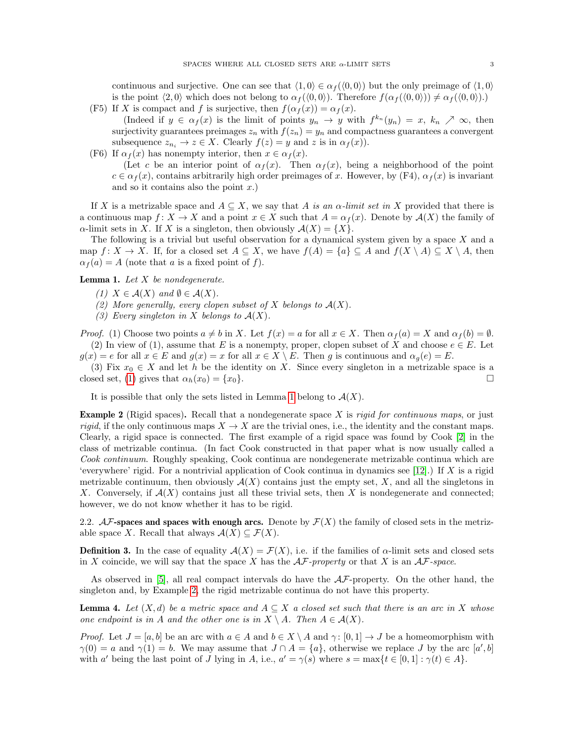continuous and surjective. One can see that $\langle 1,0\rangle \in \alpha_f(\langle 0,0\rangle)$ but the only preimage of $\langle 1,0\rangle$ is the point $\langle 2,0\rangle$ which does not belong to $\alpha_f(\langle 0,0\rangle)$. Therefore $f(\alpha_f(\langle 0,0\rangle)) \neq \alpha_f(\langle 0,0\rangle)$.)

(F5) If $X$ is compact and $f$ is surjective, then $f(\alpha_f(x)) = \alpha_f(x)$.

(Indeed if $y \in \alpha_f(x)$ is the limit of points $y_n \to y$ with $f^{k_n}(y_n) = x$, $k_n \nearrow \infty$, then surjectivity guarantees preimages $z_n$ with $f(z_n) = y_n$ and compactness guarantees a convergent subsequence $z_{n_i} \to z \in X$. Clearly $f(z) = y$ and $z$ is in $\alpha_f(x)$).

(F6) If $\alpha_f(x)$ has nonempty interior, then $x \in \alpha_f(x)$.

(Let $c$ be an interior point of $\alpha_f(x)$. Then $\alpha_f(x)$, being a neighborhood of the point $c \in \alpha_f(x)$, contains arbitrarily high order preimages of $x$. However, by (F4), $\alpha_f(x)$ is invariant and so it contains also the point $x$.)

If $X$ is a metrizable space and $A \subseteq X$, we say that *$A$ is an $\alpha$-limit set in $X$* provided that there is a continuous map $f\colon X \to X$ and a point $x \in X$ such that $A = \alpha_f(x)$. Denote by $\mathcal{A}(X)$ the family of $\alpha$-limit sets in $X$. If $X$ is a singleton, then obviously $\mathcal{A}(X) = \{X\}$.

The following is a trivial but useful observation for a dynamical system given by a space $X$ and a map $f\colon X \to X$. If, for a closed set $A \subseteq X$, we have $f(A) = \{a\} \subseteq A$ and $f(X \setminus A) \subseteq X \setminus A$, then $\alpha_f(a) = A$ (note that $a$ is a fixed point of $f$).

**Lemma 1.** *Let $X$ be nondegenerate.*

*(1) $X \in \mathcal{A}(X)$ and $\emptyset \in \mathcal{A}(X)$.*

*(2) More generally, every clopen subset of $X$ belongs to $\mathcal{A}(X)$.*

*(3) Every singleton in $X$ belongs to $\mathcal{A}(X)$.*

*Proof.* (1) Choose two points $a \neq b$ in $X$. Let $f(x) = a$ for all $x \in X$. Then $\alpha_f(a) = X$ and $\alpha_f(b) = \emptyset$.

(2) In view of (1), assume that $E$ is a nonempty, proper, clopen subset of $X$ and choose $e \in E$. Let $g(x) = e$ for all $x \in E$ and $g(x) = x$ for all $x \in X \setminus E$. Then $g$ is continuous and $\alpha_g(e) = E$.

(3) Fix $x_0 \in X$ and let $h$ be the identity on $X$. Since every singleton in a metrizable space is a closed set, (1) gives that $\alpha_h(x_0) = \{x_0\}$. □

It is possible that only the sets listed in Lemma 1 belong to $\mathcal{A}(X)$.

**Example 2** (Rigid spaces)**.** Recall that a nondegenerate space $X$ is *rigid for continuous maps*, or just *rigid*, if the only continuous maps $X \to X$ are the trivial ones, i.e., the identity and the constant maps. Clearly, a rigid space is connected. The first example of a rigid space was found by Cook [2] in the class of metrizable continua. (In fact Cook constructed in that paper what is now usually called a *Cook continuum*. Roughly speaking, Cook continua are nondegenerate metrizable continua which are 'everywhere' rigid. For a nontrivial application of Cook continua in dynamics see [12].) If $X$ is a rigid metrizable continuum, then obviously $\mathcal{A}(X)$ contains just the empty set, $X$, and all the singletons in $X$. Conversely, if $\mathcal{A}(X)$ contains just all these trivial sets, then $X$ is nondegenerate and connected; however, we do not know whether it has to be rigid.

## 2.2. $\mathcal{AF}$-spaces and spaces with enough arcs.

Denote by $\mathcal{F}(X)$ the family of closed sets in the metrizable space $X$. Recall that always $\mathcal{A}(X) \subseteq \mathcal{F}(X)$.

**Definition 3.** In the case of equality $\mathcal{A}(X) = \mathcal{F}(X)$, i.e. if the families of $\alpha$-limit sets and closed sets in $X$ coincide, we will say that the space $X$ has the *$\mathcal{AF}$-property* or that $X$ is an *$\mathcal{AF}$-space*.

As observed in [5], all real compact intervals do have the $\mathcal{AF}$-property. On the other hand, the singleton and, by Example 2, the rigid metrizable continua do not have this property.

**Lemma 4.** *Let $(X, d)$ be a metric space and $A \subseteq X$ a closed set such that there is an arc in $X$ whose one endpoint is in $A$ and the other one is in $X \setminus A$. Then $A \in \mathcal{A}(X)$.*

*Proof.* Let $J = [a, b]$ be an arc with $a \in A$ and $b \in X \setminus A$ and $\gamma\colon [0, 1] \to J$ be a homeomorphism with $\gamma(0) = a$ and $\gamma(1) = b$. We may assume that $J \cap A = \{a\}$, otherwise we replace $J$ by the arc $[a', b]$ with $a'$ being the last point of $J$ lying in $A$, i.e., $a' = \gamma(s)$ where $s = \max\{t \in [0, 1] : \gamma(t) \in A\}$.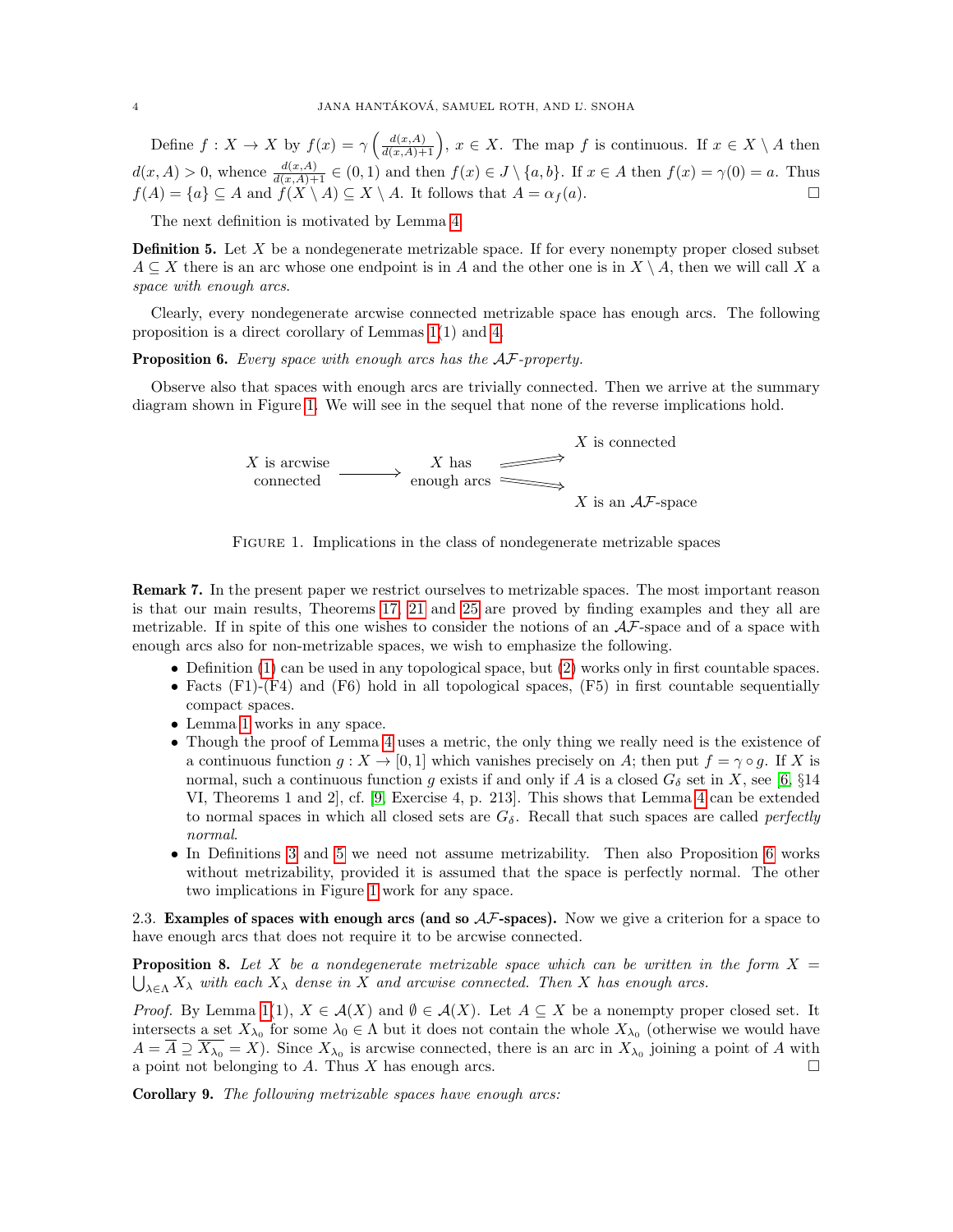Define $f : X \to X$ by $f(x) = \gamma\left(\frac{d(x,A)}{d(x,A)+1}\right)$, $x \in X$. The map $f$ is continuous. If $x \in X \setminus A$ then $d(x, A) > 0$, whence $\frac{d(x,A)}{d(x,A)+1} \in (0, 1)$ and then $f(x) \in J \setminus \{a, b\}$. If $x \in A$ then $f(x) = \gamma(0) = a$. Thus $f(A) = \{a\} \subseteq A$ and $f(X \setminus A) \subseteq X \setminus A$. It follows that $A = \alpha_f(a)$. $\square$

The next definition is motivated by Lemma 4.

**Definition 5.** Let $X$ be a nondegenerate metrizable space. If for every nonempty proper closed subset $A \subseteq X$ there is an arc whose one endpoint is in $A$ and the other one is in $X \setminus A$, then we will call $X$ a *space with enough arcs*.

Clearly, every nondegenerate arcwise connected metrizable space has enough arcs. The following proposition is a direct corollary of Lemmas 1(1) and 4.

**Proposition 6.** *Every space with enough arcs has the $\mathcal{AF}$-property.*

Observe also that spaces with enough arcs are trivially connected. Then we arrive at the summary diagram shown in Figure 1. We will see in the sequel that none of the reverse implications hold.

$$
\begin{array}{ccccc}
 & & & & X \text{ is connected} \\
X \text{ is arcwise connected} & \longrightarrow & X \text{ has enough arcs} & \begin{array}{c}\Longrightarrow \\ \Longrightarrow\end{array} & \\
 & & & & X \text{ is an } \mathcal{AF}\text{-space}
\end{array}
$$

Figure 1. Implications in the class of nondegenerate metrizable spaces

**Remark 7.** In the present paper we restrict ourselves to metrizable spaces. The most important reason is that our main results, Theorems 17, 21 and 25 are proved by finding examples and they all are metrizable. If in spite of this one wishes to consider the notions of an $\mathcal{AF}$-space and of a space with enough arcs also for non-metrizable spaces, we wish to emphasize the following.

- Definition (1) can be used in any topological space, but (2) works only in first countable spaces.
- Facts (F1)-(F4) and (F6) hold in all topological spaces, (F5) in first countable sequentially compact spaces.
- Lemma 1 works in any space.
- Though the proof of Lemma 4 uses a metric, the only thing we really need is the existence of a continuous function $g : X \to [0, 1]$ which vanishes precisely on $A$; then put $f = \gamma \circ g$. If $X$ is normal, such a continuous function $g$ exists if and only if $A$ is a closed $G_\delta$ set in $X$, see [6, §14 VI, Theorems 1 and 2], cf. [9, Exercise 4, p. 213]. This shows that Lemma 4 can be extended to normal spaces in which all closed sets are $G_\delta$. Recall that such spaces are called *perfectly normal*.
- In Definitions 3 and 5 we need not assume metrizability. Then also Proposition 6 works without metrizability, provided it is assumed that the space is perfectly normal. The other two implications in Figure 1 work for any space.

2.3. **Examples of spaces with enough arcs (and so $\mathcal{AF}$-spaces).** Now we give a criterion for a space to have enough arcs that does not require it to be arcwise connected.

**Proposition 8.** *Let $X$ be a nondegenerate metrizable space which can be written in the form $X = \bigcup_{\lambda \in \Lambda} X_\lambda$ with each $X_\lambda$ dense in $X$ and arcwise connected. Then $X$ has enough arcs.*

*Proof.* By Lemma 1(1), $X \in \mathcal{A}(X)$ and $\emptyset \in \mathcal{A}(X)$. Let $A \subseteq X$ be a nonempty proper closed set. It intersects a set $X_{\lambda_0}$ for some $\lambda_0 \in \Lambda$ but it does not contain the whole $X_{\lambda_0}$ (otherwise we would have $A = \overline{A} \supseteq \overline{X_{\lambda_0}} = X$). Since $X_{\lambda_0}$ is arcwise connected, there is an arc in $X_{\lambda_0}$ joining a point of $A$ with a point not belonging to $A$. Thus $X$ has enough arcs. $\square$

**Corollary 9.** *The following metrizable spaces have enough arcs:*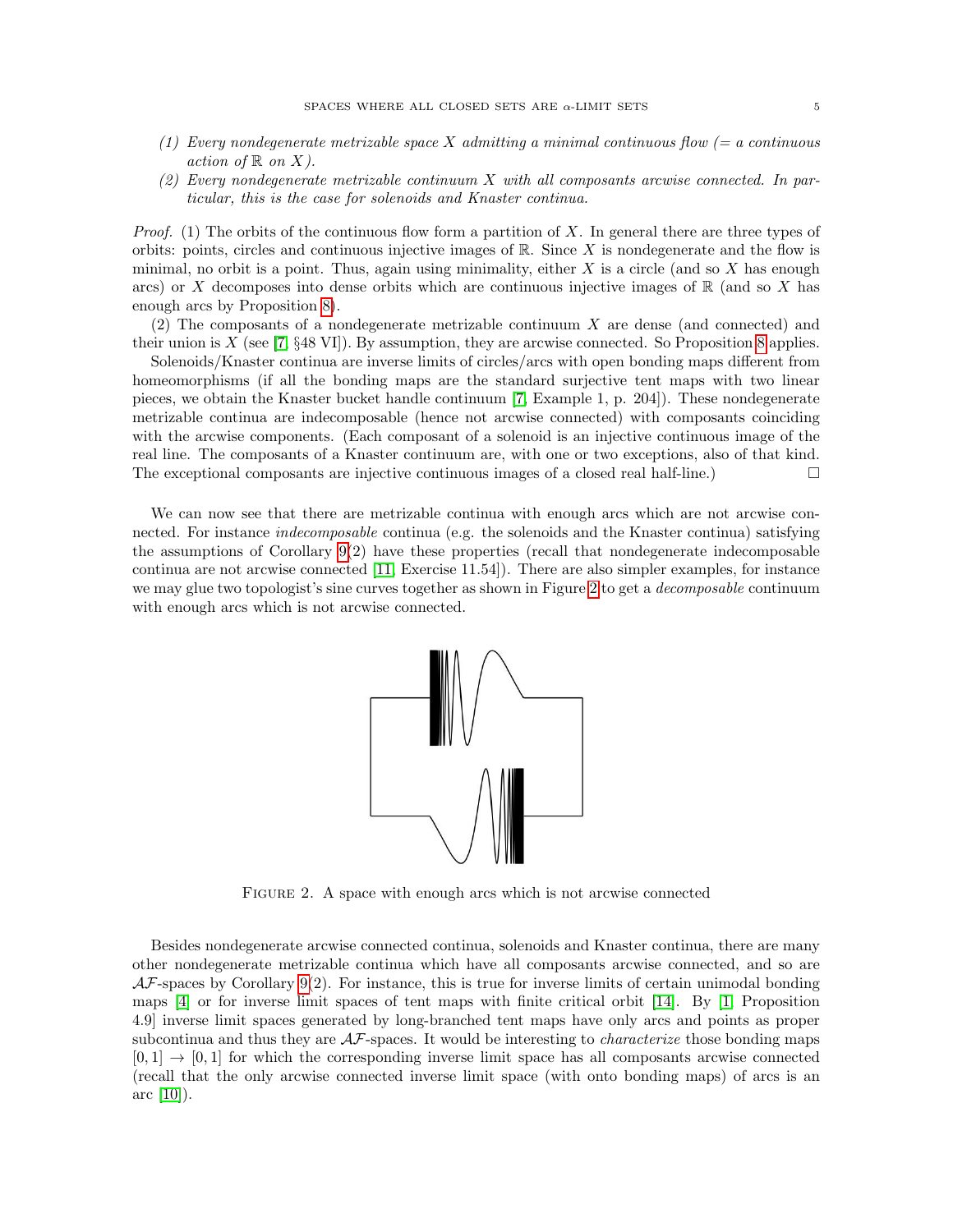*(1) Every nondegenerate metrizable space $X$ admitting a minimal continuous flow (= a continuous action of $\mathbb{R}$ on $X$).*

*(2) Every nondegenerate metrizable continuum $X$ with all composants arcwise connected. In particular, this is the case for solenoids and Knaster continua.*

*Proof.* (1) The orbits of the continuous flow form a partition of $X$. In general there are three types of orbits: points, circles and continuous injective images of $\mathbb{R}$. Since $X$ is nondegenerate and the flow is minimal, no orbit is a point. Thus, again using minimality, either $X$ is a circle (and so $X$ has enough arcs) or $X$ decomposes into dense orbits which are continuous injective images of $\mathbb{R}$ (and so $X$ has enough arcs by Proposition 8).

(2) The composants of a nondegenerate metrizable continuum $X$ are dense (and connected) and their union is $X$ (see [7, §48 VI]). By assumption, they are arcwise connected. So Proposition 8 applies.

Solenoids/Knaster continua are inverse limits of circles/arcs with open bonding maps different from homeomorphisms (if all the bonding maps are the standard surjective tent maps with two linear pieces, we obtain the Knaster bucket handle continuum [7, Example 1, p. 204]). These nondegenerate metrizable continua are indecomposable (hence not arcwise connected) with composants coinciding with the arcwise components. (Each composant of a solenoid is an injective continuous image of the real line. The composants of a Knaster continuum are, with one or two exceptions, also of that kind. The exceptional composants are injective continuous images of a closed real half-line.) □

We can now see that there are metrizable continua with enough arcs which are not arcwise connected. For instance *indecomposable* continua (e.g. the solenoids and the Knaster continua) satisfying the assumptions of Corollary 9(2) have these properties (recall that nondegenerate indecomposable continua are not arcwise connected [11, Exercise 11.54]). There are also simpler examples, for instance we may glue two topologist's sine curves together as shown in Figure 2 to get a *decomposable* continuum with enough arcs which is not arcwise connected.

Figure 2. A space with enough arcs which is not arcwise connected

Besides nondegenerate arcwise connected continua, solenoids and Knaster continua, there are many other nondegenerate metrizable continua which have all composants arcwise connected, and so are $\mathcal{AF}$-spaces by Corollary 9(2). For instance, this is true for inverse limits of certain unimodal bonding maps [4] or for inverse limit spaces of tent maps with finite critical orbit [14]. By [1, Proposition 4.9] inverse limit spaces generated by long-branched tent maps have only arcs and points as proper subcontinua and thus they are $\mathcal{AF}$-spaces. It would be interesting to *characterize* those bonding maps $[0,1] \to [0,1]$ for which the corresponding inverse limit space has all composants arcwise connected (recall that the only arcwise connected inverse limit space (with onto bonding maps) of arcs is an arc [10]).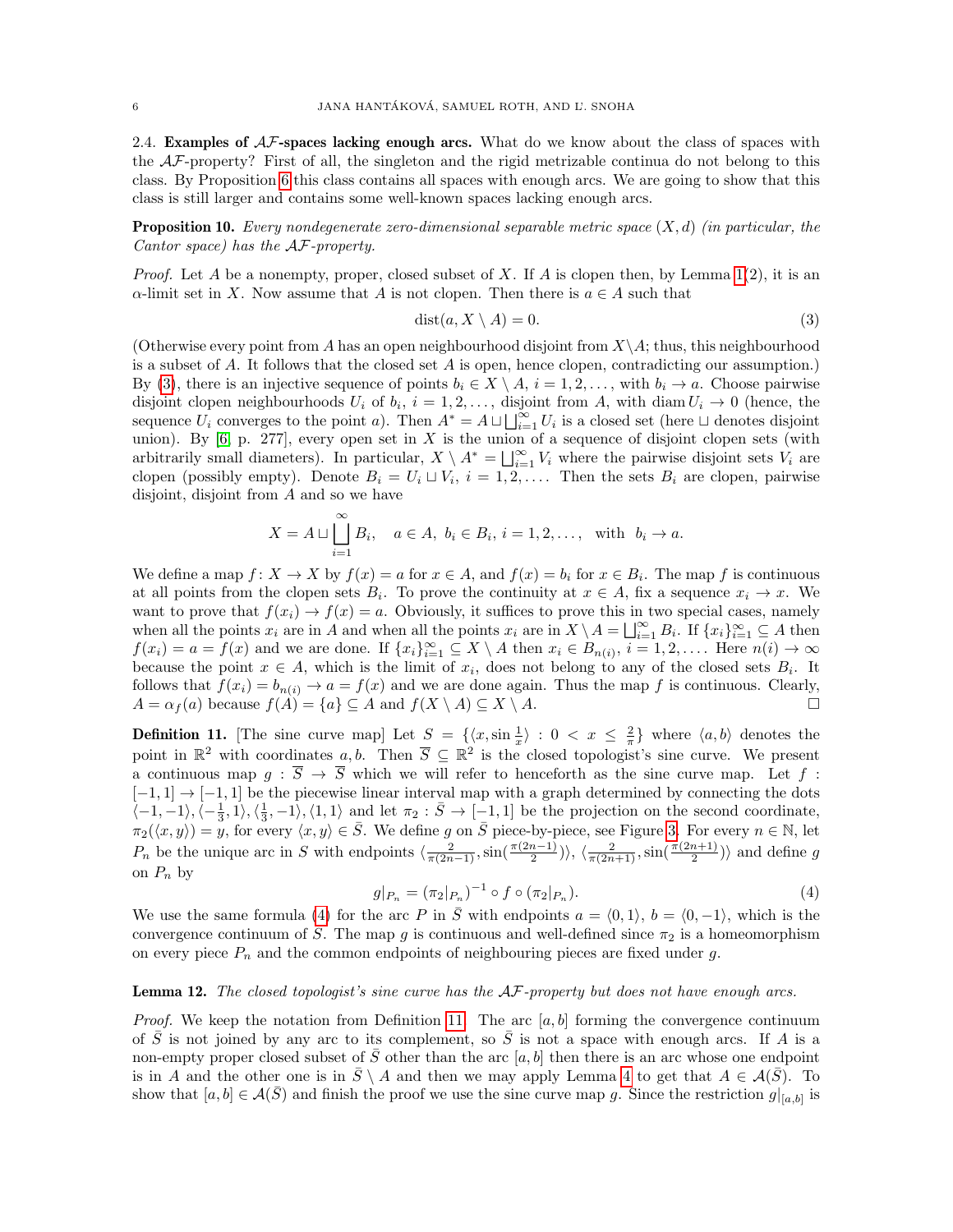2.4. **Examples of $\mathcal{AF}$-spaces lacking enough arcs.** What do we know about the class of spaces with the $\mathcal{AF}$-property? First of all, the singleton and the rigid metrizable continua do not belong to this class. By Proposition 6 this class contains all spaces with enough arcs. We are going to show that this class is still larger and contains some well-known spaces lacking enough arcs.

**Proposition 10.** *Every nondegenerate zero-dimensional separable metric space $(X, d)$ (in particular, the Cantor space) has the $\mathcal{AF}$-property.*

*Proof.* Let $A$ be a nonempty, proper, closed subset of $X$. If $A$ is clopen then, by Lemma 1(2), it is an $\alpha$-limit set in $X$. Now assume that $A$ is not clopen. Then there is $a \in A$ such that

$$\operatorname{dist}(a, X \setminus A) = 0. \tag{3}$$

(Otherwise every point from $A$ has an open neighbourhood disjoint from $X \setminus A$; thus, this neighbourhood is a subset of $A$. It follows that the closed set $A$ is open, hence clopen, contradicting our assumption.) By (3), there is an injective sequence of points $b_i \in X \setminus A$, $i = 1, 2, \dots$, with $b_i \to a$. Choose pairwise disjoint clopen neighbourhoods $U_i$ of $b_i$, $i = 1, 2, \dots$, disjoint from $A$, with $\operatorname{diam} U_i \to 0$ (hence, the sequence $U_i$ converges to the point $a$). Then $A^* = A \sqcup \bigsqcup_{i=1}^{\infty} U_i$ is a closed set (here $\sqcup$ denotes disjoint union). By [6, p. 277], every open set in $X$ is the union of a sequence of disjoint clopen sets (with arbitrarily small diameters). In particular, $X \setminus A^* = \bigsqcup_{i=1}^{\infty} V_i$ where the pairwise disjoint sets $V_i$ are clopen (possibly empty). Denote $B_i = U_i \sqcup V_i$, $i = 1, 2, \dots$. Then the sets $B_i$ are clopen, pairwise disjoint, disjoint from $A$ and so we have

$$X = A \sqcup \bigsqcup_{i=1}^{\infty} B_i, \quad a \in A,\ b_i \in B_i,\ i = 1, 2, \dots, \quad \text{with} \quad b_i \to a.$$

We define a map $f \colon X \to X$ by $f(x) = a$ for $x \in A$, and $f(x) = b_i$ for $x \in B_i$. The map $f$ is continuous at all points from the clopen sets $B_i$. To prove the continuity at $x \in A$, fix a sequence $x_i \to x$. We want to prove that $f(x_i) \to f(x) = a$. Obviously, it suffices to prove this in two special cases, namely when all the points $x_i$ are in $A$ and when all the points $x_i$ are in $X \setminus A = \bigsqcup_{i=1}^{\infty} B_i$. If $\{x_i\}_{i=1}^{\infty} \subseteq A$ then $f(x_i) = a = f(x)$ and we are done. If $\{x_i\}_{i=1}^{\infty} \subseteq X \setminus A$ then $x_i \in B_{n(i)}$, $i = 1, 2, \dots$. Here $n(i) \to \infty$ because the point $x \in A$, which is the limit of $x_i$, does not belong to any of the closed sets $B_i$. It follows that $f(x_i) = b_{n(i)} \to a = f(x)$ and we are done again. Thus the map $f$ is continuous. Clearly, $A = \alpha_f(a)$ because $f(A) = \{a\} \subseteq A$ and $f(X \setminus A) \subseteq X \setminus A$. $\square$

**Definition 11.** [The sine curve map] Let $S = \{\langle x, \sin \frac{1}{x} \rangle : 0 < x \leq \frac{2}{\pi}\}$ where $\langle a, b \rangle$ denotes the point in $\mathbb{R}^2$ with coordinates $a, b$. Then $\overline{S} \subseteq \mathbb{R}^2$ is the closed topologist's sine curve. We present a continuous map $g : \overline{S} \to \overline{S}$ which we will refer to henceforth as the sine curve map. Let $f : [-1, 1] \to [-1, 1]$ be the piecewise linear interval map with a graph determined by connecting the dots $\langle -1, -1 \rangle, \langle -\frac{1}{3}, 1 \rangle, \langle \frac{1}{3}, -1 \rangle, \langle 1, 1 \rangle$ and let $\pi_2 : \bar{S} \to [-1, 1]$ be the projection on the second coordinate, $\pi_2(\langle x, y \rangle) = y$, for every $\langle x, y \rangle \in \bar{S}$. We define $g$ on $\bar{S}$ piece-by-piece, see Figure 3. For every $n \in \mathbb{N}$, let $P_n$ be the unique arc in $S$ with endpoints $\langle \frac{2}{\pi(2n-1)}, \sin(\frac{\pi(2n-1)}{2}) \rangle$, $\langle \frac{2}{\pi(2n+1)}, \sin(\frac{\pi(2n+1)}{2}) \rangle$ and define $g$ on $P_n$ by

$$g|_{P_n} = (\pi_2|_{P_n})^{-1} \circ f \circ (\pi_2|_{P_n}). \tag{4}$$

We use the same formula (4) for the arc $P$ in $\bar{S}$ with endpoints $a = \langle 0, 1 \rangle$, $b = \langle 0, -1 \rangle$, which is the convergence continuum of $S$. The map $g$ is continuous and well-defined since $\pi_2$ is a homeomorphism on every piece $P_n$ and the common endpoints of neighbouring pieces are fixed under $g$.

**Lemma 12.** *The closed topologist's sine curve has the $\mathcal{AF}$-property but does not have enough arcs.*

*Proof.* We keep the notation from Definition 11. The arc $[a, b]$ forming the convergence continuum of $\bar{S}$ is not joined by any arc to its complement, so $\bar{S}$ is not a space with enough arcs. If $A$ is a non-empty proper closed subset of $\bar{S}$ other than the arc $[a, b]$ then there is an arc whose one endpoint is in $A$ and the other one is in $\bar{S} \setminus A$ and then we may apply Lemma 4 to get that $A \in \mathcal{A}(\bar{S})$. To show that $[a, b] \in \mathcal{A}(\bar{S})$ and finish the proof we use the sine curve map $g$. Since the restriction $g|_{[a,b]}$ is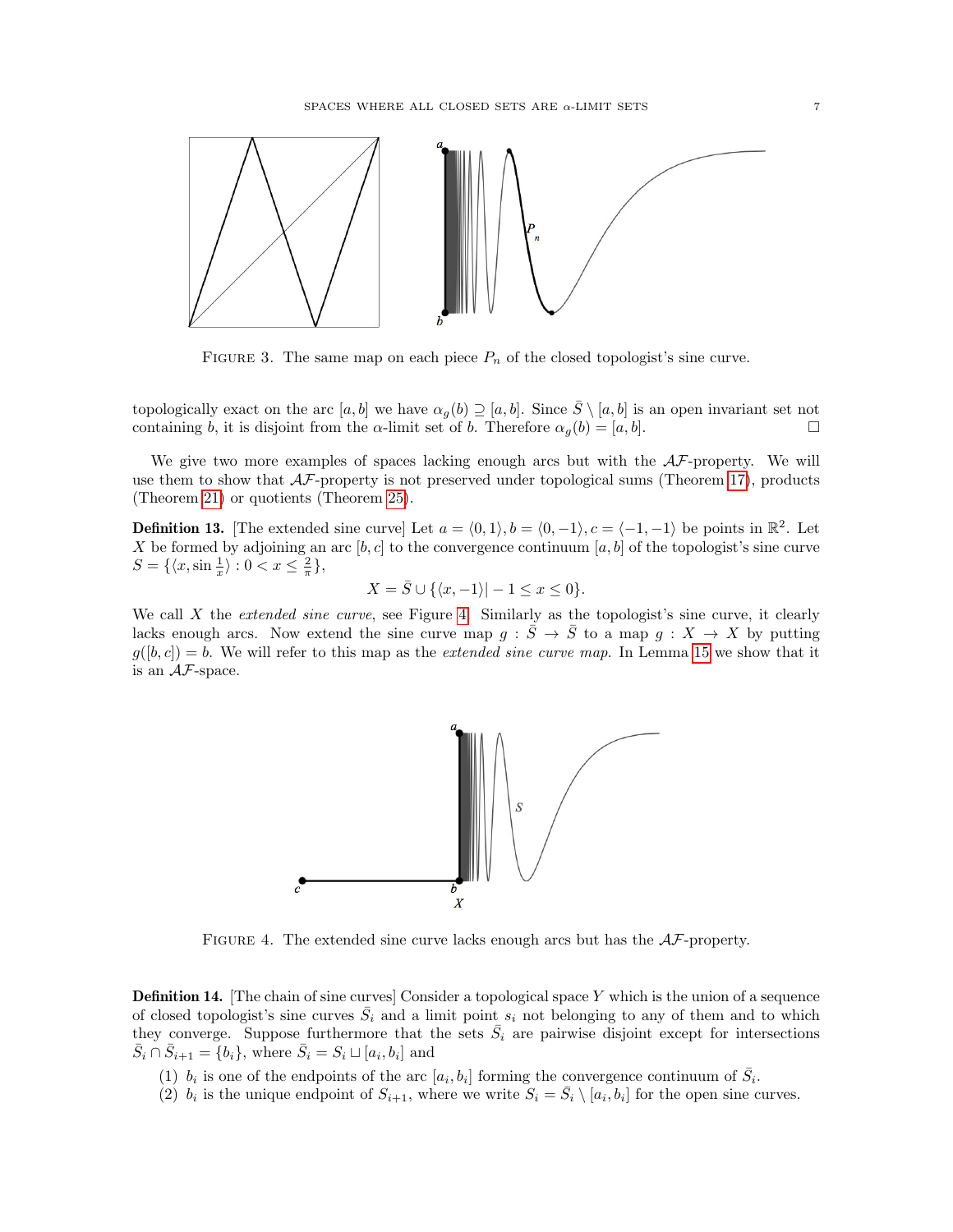FIGURE 3. The same map on each piece $P_n$ of the closed topologist's sine curve.

topologically exact on the arc $[a, b]$ we have $\alpha_g(b) \supseteq [a, b]$. Since $\bar{S} \setminus [a, b]$ is an open invariant set not containing $b$, it is disjoint from the $\alpha$-limit set of $b$. Therefore $\alpha_g(b) = [a, b]$. □

We give two more examples of spaces lacking enough arcs but with the $\mathcal{AF}$-property. We will use them to show that $\mathcal{AF}$-property is not preserved under topological sums (Theorem 17), products (Theorem 21) or quotients (Theorem 25).

**Definition 13.** [The extended sine curve] Let $a = \langle 0, 1\rangle, b = \langle 0, -1\rangle, c = \langle -1, -1\rangle$ be points in $\mathbb{R}^2$. Let $X$ be formed by adjoining an arc $[b, c]$ to the convergence continuum $[a, b]$ of the topologist's sine curve $S = \{\langle x, \sin \frac{1}{x}\rangle : 0 < x \leq \frac{2}{\pi}\}$,

$$X = \bar{S} \cup \{\langle x, -1\rangle | -1 \leq x \leq 0\}.$$

We call $X$ the *extended sine curve*, see Figure 4. Similarly as the topologist's sine curve, it clearly lacks enough arcs. Now extend the sine curve map $g : \bar{S} \to \bar{S}$ to a map $g : X \to X$ by putting $g([b, c]) = b$. We will refer to this map as the *extended sine curve map*. In Lemma 15 we show that it is an $\mathcal{AF}$-space.

FIGURE 4. The extended sine curve lacks enough arcs but has the $\mathcal{AF}$-property.

**Definition 14.** [The chain of sine curves] Consider a topological space $Y$ which is the union of a sequence of closed topologist's sine curves $\bar{S}_i$ and a limit point $s_i$ not belonging to any of them and to which they converge. Suppose furthermore that the sets $\bar{S}_i$ are pairwise disjoint except for intersections $\bar{S}_i \cap \bar{S}_{i+1} = \{b_i\}$, where $\bar{S}_i = S_i \sqcup [a_i, b_i]$ and

1. $b_i$ is one of the endpoints of the arc $[a_i, b_i]$ forming the convergence continuum of $\bar{S}_i$.
2. $b_i$ is the unique endpoint of $S_{i+1}$, where we write $S_i = \bar{S}_i \setminus [a_i, b_i]$ for the open sine curves.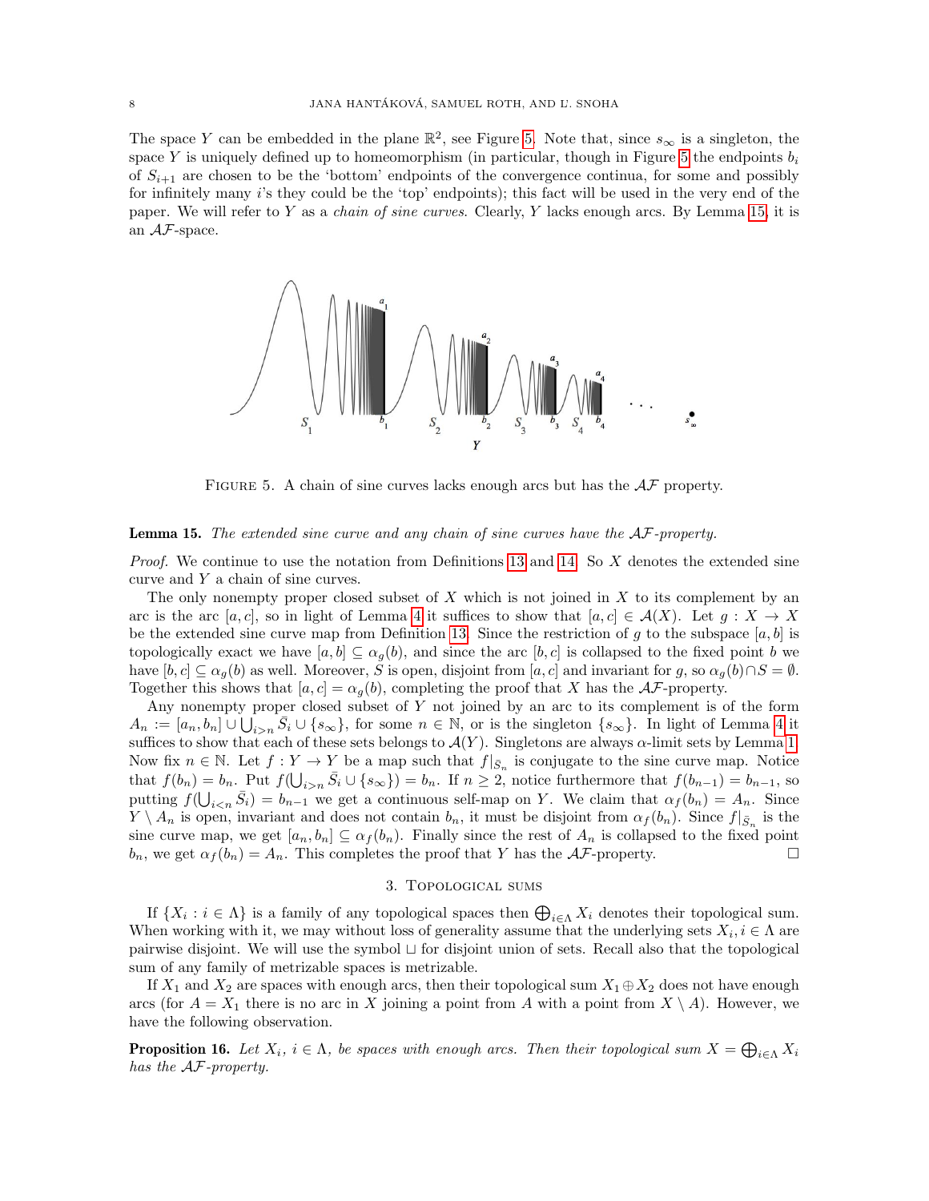The space $Y$ can be embedded in the plane $\mathbb{R}^2$, see Figure 5. Note that, since $s_\infty$ is a singleton, the space $Y$ is uniquely defined up to homeomorphism (in particular, though in Figure 5 the endpoints $b_i$ of $S_{i+1}$ are chosen to be the 'bottom' endpoints of the convergence continua, for some and possibly for infinitely many $i$'s they could be the 'top' endpoints); this fact will be used in the very end of the paper. We will refer to $Y$ as a *chain of sine curves*. Clearly, $Y$ lacks enough arcs. By Lemma 15, it is an $\mathcal{AF}$-space.

FIGURE 5. A chain of sine curves lacks enough arcs but has the $\mathcal{AF}$ property.

**Lemma 15.** *The extended sine curve and any chain of sine curves have the $\mathcal{AF}$-property.*

*Proof.* We continue to use the notation from Definitions 13 and 14. So $X$ denotes the extended sine curve and $Y$ a chain of sine curves.

The only nonempty proper closed subset of $X$ which is not joined in $X$ to its complement by an arc is the arc $[a,c]$, so in light of Lemma 4 it suffices to show that $[a,c] \in \mathcal{A}(X)$. Let $g : X \to X$ be the extended sine curve map from Definition 13. Since the restriction of $g$ to the subspace $[a,b]$ is topologically exact we have $[a,b] \subseteq \alpha_g(b)$, and since the arc $[b,c]$ is collapsed to the fixed point $b$ we have $[b,c] \subseteq \alpha_g(b)$ as well. Moreover, $S$ is open, disjoint from $[a,c]$ and invariant for $g$, so $\alpha_g(b) \cap S = \emptyset$. Together this shows that $[a,c] = \alpha_g(b)$, completing the proof that $X$ has the $\mathcal{AF}$-property.

Any nonempty proper closed subset of $Y$ not joined by an arc to its complement is of the form $A_n := [a_n, b_n] \cup \bigcup_{i>n} \bar{S}_i \cup \{s_\infty\}$, for some $n \in \mathbb{N}$, or is the singleton $\{s_\infty\}$. In light of Lemma 4 it suffices to show that each of these sets belongs to $\mathcal{A}(Y)$. Singletons are always $\alpha$-limit sets by Lemma 1. Now fix $n \in \mathbb{N}$. Let $f : Y \to Y$ be a map such that $f|_{\bar{S}_n}$ is conjugate to the sine curve map. Notice that $f(b_n) = b_n$. Put $f(\bigcup_{i>n} \bar{S}_i \cup \{s_\infty\}) = b_n$. If $n \geq 2$, notice furthermore that $f(b_{n-1}) = b_{n-1}$, so putting $f(\bigcup_{i<n} \bar{S}_i) = b_{n-1}$ we get a continuous self-map on $Y$. We claim that $\alpha_f(b_n) = A_n$. Since $Y \setminus A_n$ is open, invariant and does not contain $b_n$, it must be disjoint from $\alpha_f(b_n)$. Since $f|_{\bar{S}_n}$ is the sine curve map, we get $[a_n, b_n] \subseteq \alpha_f(b_n)$. Finally since the rest of $A_n$ is collapsed to the fixed point $b_n$, we get $\alpha_f(b_n) = A_n$. This completes the proof that $Y$ has the $\mathcal{AF}$-property. $\square$

## 3. Topological sums

If $\{X_i : i \in \Lambda\}$ is a family of any topological spaces then $\bigoplus_{i\in\Lambda} X_i$ denotes their topological sum. When working with it, we may without loss of generality assume that the underlying sets $X_i, i \in \Lambda$ are pairwise disjoint. We will use the symbol $\sqcup$ for disjoint union of sets. Recall also that the topological sum of any family of metrizable spaces is metrizable.

If $X_1$ and $X_2$ are spaces with enough arcs, then their topological sum $X_1 \oplus X_2$ does not have enough arcs (for $A = X_1$ there is no arc in $X$ joining a point from $A$ with a point from $X \setminus A$). However, we have the following observation.

**Proposition 16.** *Let $X_i$, $i \in \Lambda$, be spaces with enough arcs. Then their topological sum $X = \bigoplus_{i\in\Lambda} X_i$ has the $\mathcal{AF}$-property.*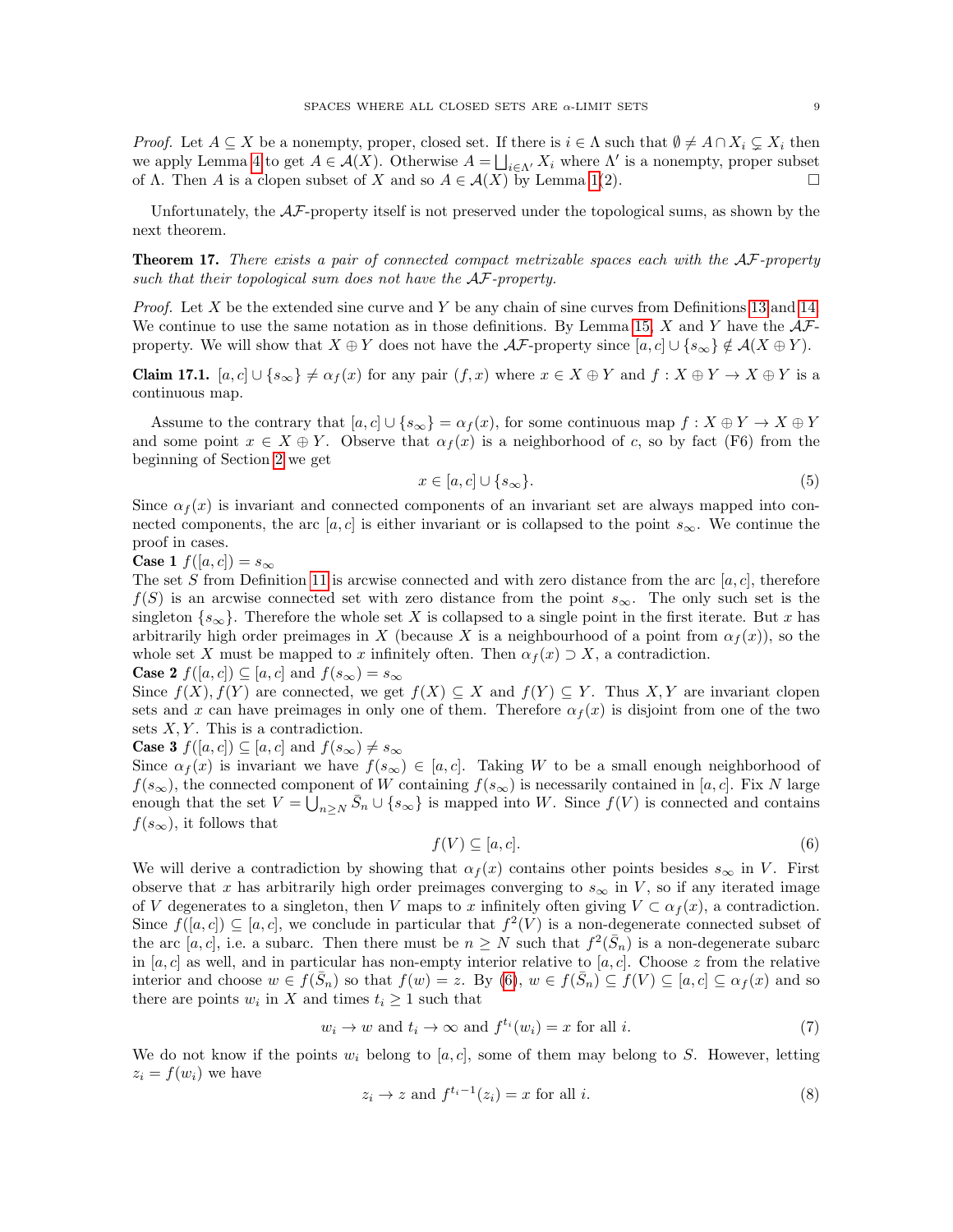*Proof.* Let $A \subseteq X$ be a nonempty, proper, closed set. If there is $i \in \Lambda$ such that $\emptyset \neq A \cap X_i \subsetneq X_i$ then we apply Lemma 4 to get $A \in \mathcal{A}(X)$. Otherwise $A = \bigsqcup_{i \in \Lambda'} X_i$ where $\Lambda'$ is a nonempty, proper subset of $\Lambda$. Then $A$ is a clopen subset of $X$ and so $A \in \mathcal{A}(X)$ by Lemma 1(2). $\square$

Unfortunately, the $\mathcal{AF}$-property itself is not preserved under the topological sums, as shown by the next theorem.

**Theorem 17.** *There exists a pair of connected compact metrizable spaces each with the $\mathcal{AF}$-property such that their topological sum does not have the $\mathcal{AF}$-property.*

*Proof.* Let $X$ be the extended sine curve and $Y$ be any chain of sine curves from Definitions 13 and 14. We continue to use the same notation as in those definitions. By Lemma 15, $X$ and $Y$ have the $\mathcal{AF}$-property. We will show that $X \oplus Y$ does not have the $\mathcal{AF}$-property since $[a, c] \cup \{s_\infty\} \notin \mathcal{A}(X \oplus Y)$.

**Claim 17.1.** $[a, c] \cup \{s_\infty\} \neq \alpha_f(x)$ for any pair $(f, x)$ where $x \in X \oplus Y$ and $f : X \oplus Y \to X \oplus Y$ is a continuous map.

Assume to the contrary that $[a, c] \cup \{s_\infty\} = \alpha_f(x)$, for some continuous map $f : X \oplus Y \to X \oplus Y$ and some point $x \in X \oplus Y$. Observe that $\alpha_f(x)$ is a neighborhood of $c$, so by fact (F6) from the beginning of Section 2 we get

$$x \in [a, c] \cup \{s_\infty\}. \tag{5}$$

Since $\alpha_f(x)$ is invariant and connected components of an invariant set are always mapped into connected components, the arc $[a, c]$ is either invariant or is collapsed to the point $s_\infty$. We continue the proof in cases.

**Case 1** $f([a, c]) = s_\infty$

The set $S$ from Definition 11 is arcwise connected and with zero distance from the arc $[a, c]$, therefore $f(S)$ is an arcwise connected set with zero distance from the point $s_\infty$. The only such set is the singleton $\{s_\infty\}$. Therefore the whole set $X$ is collapsed to a single point in the first iterate. But $x$ has arbitrarily high order preimages in $X$ (because $X$ is a neighbourhood of a point from $\alpha_f(x)$), so the whole set $X$ must be mapped to $x$ infinitely often. Then $\alpha_f(x) \supset X$, a contradiction.

**Case 2** $f([a, c]) \subseteq [a, c]$ and $f(s_\infty) = s_\infty$

Since $f(X), f(Y)$ are connected, we get $f(X) \subseteq X$ and $f(Y) \subseteq Y$. Thus $X, Y$ are invariant clopen sets and $x$ can have preimages in only one of them. Therefore $\alpha_f(x)$ is disjoint from one of the two sets $X, Y$. This is a contradiction.

**Case 3** $f([a, c]) \subseteq [a, c]$ and $f(s_\infty) \neq s_\infty$

Since $\alpha_f(x)$ is invariant we have $f(s_\infty) \in [a, c]$. Taking $W$ to be a small enough neighborhood of $f(s_\infty)$, the connected component of $W$ containing $f(s_\infty)$ is necessarily contained in $[a, c]$. Fix $N$ large enough that the set $V = \bigcup_{n \geq N} \bar{S}_n \cup \{s_\infty\}$ is mapped into $W$. Since $f(V)$ is connected and contains $f(s_\infty)$, it follows that

$$f(V) \subseteq [a, c]. \tag{6}$$

We will derive a contradiction by showing that $\alpha_f(x)$ contains other points besides $s_\infty$ in $V$. First observe that $x$ has arbitrarily high order preimages converging to $s_\infty$ in $V$, so if any iterated image of $V$ degenerates to a singleton, then $V$ maps to $x$ infinitely often giving $V \subset \alpha_f(x)$, a contradiction. Since $f([a, c]) \subseteq [a, c]$, we conclude in particular that $f^2(V)$ is a non-degenerate connected subset of the arc $[a, c]$, i.e. a subarc. Then there must be $n \geq N$ such that $f^2(\bar{S}_n)$ is a non-degenerate subarc in $[a, c]$ as well, and in particular has non-empty interior relative to $[a, c]$. Choose $z$ from the relative interior and choose $w \in f(\bar{S}_n)$ so that $f(w) = z$. By (6), $w \in f(\bar{S}_n) \subseteq f(V) \subseteq [a, c] \subseteq \alpha_f(x)$ and so there are points $w_i$ in $X$ and times $t_i \geq 1$ such that

$$w_i \to w \text{ and } t_i \to \infty \text{ and } f^{t_i}(w_i) = x \text{ for all } i. \tag{7}$$

We do not know if the points $w_i$ belong to $[a, c]$, some of them may belong to $S$. However, letting $z_i = f(w_i)$ we have

$$z_i \to z \text{ and } f^{t_i - 1}(z_i) = x \text{ for all } i. \tag{8}$$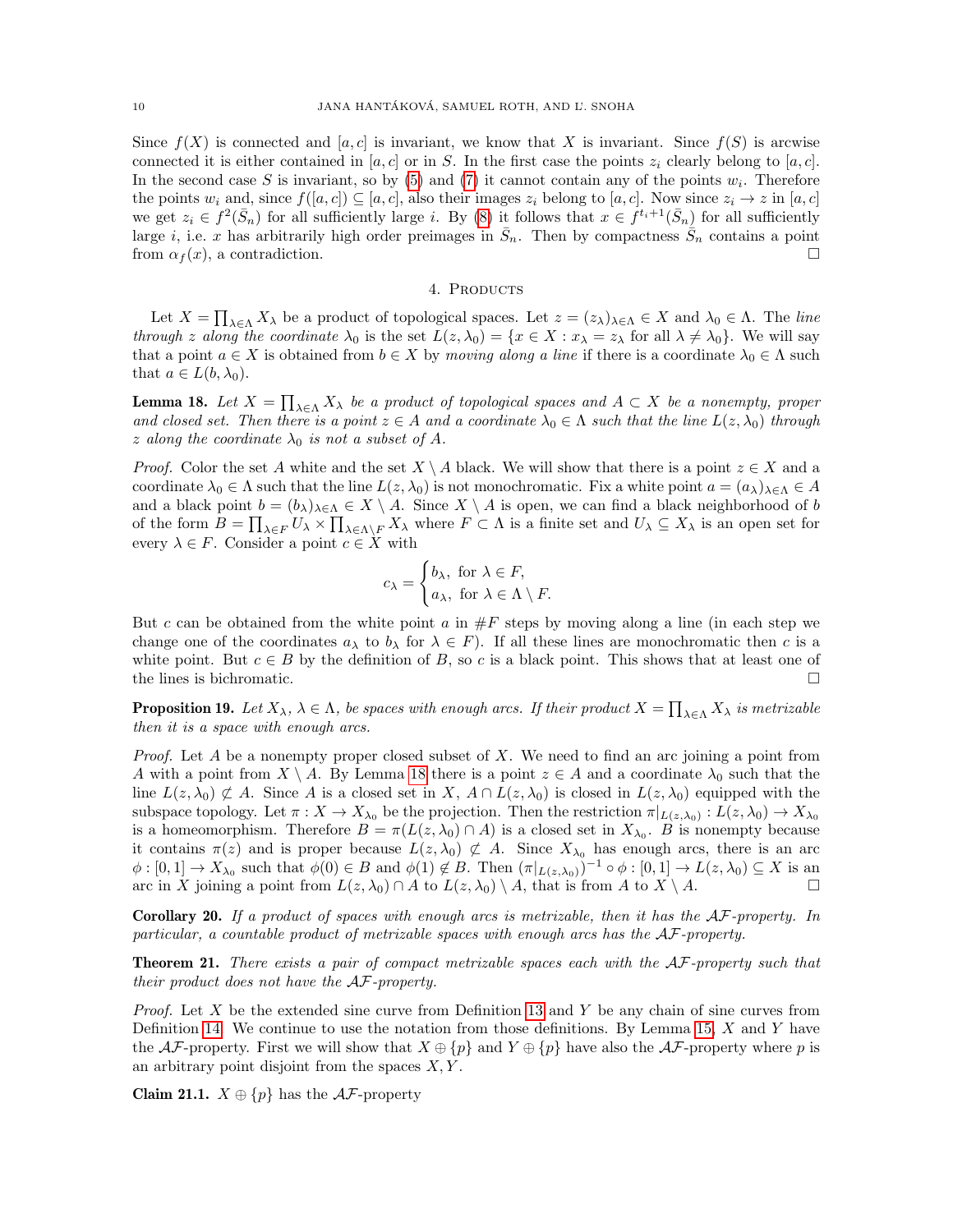Since $f(X)$ is connected and $[a,c]$ is invariant, we know that $X$ is invariant. Since $f(S)$ is arcwise connected it is either contained in $[a,c]$ or in $S$. In the first case the points $z_i$ clearly belong to $[a,c]$. In the second case $S$ is invariant, so by (5) and (7) it cannot contain any of the points $w_i$. Therefore the points $w_i$ and, since $f([a,c]) \subseteq [a,c]$, also their images $z_i$ belong to $[a,c]$. Now since $z_i \to z$ in $[a,c]$ we get $z_i \in f^2(\bar{S}_n)$ for all sufficiently large $i$. By (8) it follows that $x \in f^{t_i+1}(\bar{S}_n)$ for all sufficiently large $i$, i.e. $x$ has arbitrarily high order preimages in $\bar{S}_n$. Then by compactness $\bar{S}_n$ contains a point from $\alpha_f(x)$, a contradiction. □

## 4. Products

Let $X = \prod_{\lambda \in \Lambda} X_\lambda$ be a product of topological spaces. Let $z = (z_\lambda)_{\lambda \in \Lambda} \in X$ and $\lambda_0 \in \Lambda$. The *line through $z$ along the coordinate $\lambda_0$* is the set $L(z, \lambda_0) = \{x \in X : x_\lambda = z_\lambda \text{ for all } \lambda \neq \lambda_0\}$. We will say that a point $a \in X$ is obtained from $b \in X$ by *moving along a line* if there is a coordinate $\lambda_0 \in \Lambda$ such that $a \in L(b, \lambda_0)$.

**Lemma 18.** *Let $X = \prod_{\lambda \in \Lambda} X_\lambda$ be a product of topological spaces and $A \subset X$ be a nonempty, proper and closed set. Then there is a point $z \in A$ and a coordinate $\lambda_0 \in \Lambda$ such that the line $L(z, \lambda_0)$ through $z$ along the coordinate $\lambda_0$ is not a subset of $A$.*

*Proof.* Color the set $A$ white and the set $X \setminus A$ black. We will show that there is a point $z \in X$ and a coordinate $\lambda_0 \in \Lambda$ such that the line $L(z, \lambda_0)$ is not monochromatic. Fix a white point $a = (a_\lambda)_{\lambda \in \Lambda} \in A$ and a black point $b = (b_\lambda)_{\lambda \in \Lambda} \in X \setminus A$. Since $X \setminus A$ is open, we can find a black neighborhood of $b$ of the form $B = \prod_{\lambda \in F} U_\lambda \times \prod_{\lambda \in \Lambda \setminus F} X_\lambda$ where $F \subset \Lambda$ is a finite set and $U_\lambda \subseteq X_\lambda$ is an open set for every $\lambda \in F$. Consider a point $c \in X$ with

$$c_\lambda = \begin{cases} b_\lambda, & \text{for } \lambda \in F, \\ a_\lambda, & \text{for } \lambda \in \Lambda \setminus F. \end{cases}$$

But $c$ can be obtained from the white point $a$ in $\#F$ steps by moving along a line (in each step we change one of the coordinates $a_\lambda$ to $b_\lambda$ for $\lambda \in F$). If all these lines are monochromatic then $c$ is a white point. But $c \in B$ by the definition of $B$, so $c$ is a black point. This shows that at least one of the lines is bichromatic. □

**Proposition 19.** *Let $X_\lambda$, $\lambda \in \Lambda$, be spaces with enough arcs. If their product $X = \prod_{\lambda \in \Lambda} X_\lambda$ is metrizable then it is a space with enough arcs.*

*Proof.* Let $A$ be a nonempty proper closed subset of $X$. We need to find an arc joining a point from $A$ with a point from $X \setminus A$. By Lemma 18 there is a point $z \in A$ and a coordinate $\lambda_0$ such that the line $L(z, \lambda_0) \not\subseteq A$. Since $A$ is a closed set in $X$, $A \cap L(z, \lambda_0)$ is closed in $L(z, \lambda_0)$ equipped with the subspace topology. Let $\pi : X \to X_{\lambda_0}$ be the projection. Then the restriction $\pi|_{L(z,\lambda_0)} : L(z, \lambda_0) \to X_{\lambda_0}$ is a homeomorphism. Therefore $B = \pi(L(z, \lambda_0) \cap A)$ is a closed set in $X_{\lambda_0}$. $B$ is nonempty because it contains $\pi(z)$ and is proper because $L(z, \lambda_0) \not\subseteq A$. Since $X_{\lambda_0}$ has enough arcs, there is an arc $\phi : [0,1] \to X_{\lambda_0}$ such that $\phi(0) \in B$ and $\phi(1) \notin B$. Then $(\pi|_{L(z,\lambda_0)})^{-1} \circ \phi : [0,1] \to L(z, \lambda_0) \subseteq X$ is an arc in $X$ joining a point from $L(z, \lambda_0) \cap A$ to $L(z, \lambda_0) \setminus A$, that is from $A$ to $X \setminus A$. □

**Corollary 20.** *If a product of spaces with enough arcs is metrizable, then it has the $\mathcal{AF}$-property. In particular, a countable product of metrizable spaces with enough arcs has the $\mathcal{AF}$-property.*

**Theorem 21.** *There exists a pair of compact metrizable spaces each with the $\mathcal{AF}$-property such that their product does not have the $\mathcal{AF}$-property.*

*Proof.* Let $X$ be the extended sine curve from Definition 13 and $Y$ be any chain of sine curves from Definition 14. We continue to use the notation from those definitions. By Lemma 15, $X$ and $Y$ have the $\mathcal{AF}$-property. First we will show that $X \oplus \{p\}$ and $Y \oplus \{p\}$ have also the $\mathcal{AF}$-property where $p$ is an arbitrary point disjoint from the spaces $X, Y$.

**Claim 21.1.** $X \oplus \{p\}$ has the $\mathcal{AF}$-property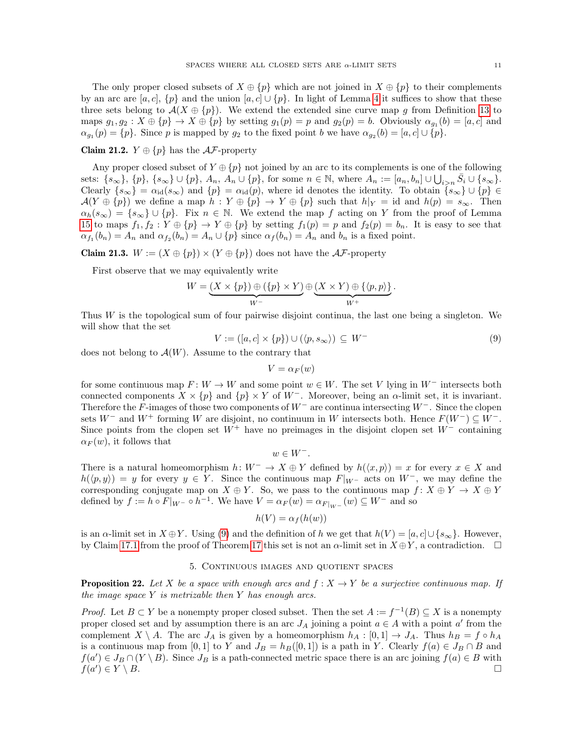The only proper closed subsets of $X \oplus \{p\}$ which are not joined in $X \oplus \{p\}$ to their complements by an arc are $[a, c]$, $\{p\}$ and the union $[a, c] \cup \{p\}$. In light of Lemma 4 it suffices to show that these three sets belong to $\mathcal{A}(X \oplus \{p\})$. We extend the extended sine curve map $g$ from Definition 13 to maps $g_1, g_2 : X \oplus \{p\} \to X \oplus \{p\}$ by setting $g_1(p) = p$ and $g_2(p) = b$. Obviously $\alpha_{g_1}(b) = [a, c]$ and $\alpha_{g_1}(p) = \{p\}$. Since $p$ is mapped by $g_2$ to the fixed point $b$ we have $\alpha_{g_2}(b) = [a, c] \cup \{p\}$.

**Claim 21.2.** $Y \oplus \{p\}$ has the $\mathcal{AF}$-property

Any proper closed subset of $Y \oplus \{p\}$ not joined by an arc to its complements is one of the following sets: $\{s_\infty\}$, $\{p\}$, $\{s_\infty\} \cup \{p\}$, $A_n$, $A_n \cup \{p\}$, for some $n \in \mathbb{N}$, where $A_n := [a_n, b_n] \cup \bigcup_{i>n} \bar{S}_i \cup \{s_\infty\}$. Clearly $\{s_\infty\} = \alpha_{\text{id}}(s_\infty)$ and $\{p\} = \alpha_{\text{id}}(p)$, where id denotes the identity. To obtain $\{s_\infty\} \cup \{p\} \in \mathcal{A}(Y \oplus \{p\})$ we define a map $h : Y \oplus \{p\} \to Y \oplus \{p\}$ such that $h|_Y = \text{id}$ and $h(p) = s_\infty$. Then $\alpha_h(s_\infty) = \{s_\infty\} \cup \{p\}$. Fix $n \in \mathbb{N}$. We extend the map $f$ acting on $Y$ from the proof of Lemma 15 to maps $f_1, f_2 : Y \oplus \{p\} \to Y \oplus \{p\}$ by setting $f_1(p) = p$ and $f_2(p) = b_n$. It is easy to see that $\alpha_{f_1}(b_n) = A_n$ and $\alpha_{f_2}(b_n) = A_n \cup \{p\}$ since $\alpha_f(b_n) = A_n$ and $b_n$ is a fixed point.

**Claim 21.3.** $W := (X \oplus \{p\}) \times (Y \oplus \{p\})$ does not have the $\mathcal{AF}$-property

First observe that we may equivalently write

$$W = \underbrace{(X \times \{p\}) \oplus (\{p\} \times Y)}_{W^-} \oplus \underbrace{(X \times Y) \oplus \{\langle p, p\rangle\}}_{W^+}.$$

Thus $W$ is the topological sum of four pairwise disjoint continua, the last one being a singleton. We will show that the set

$$V := ([a, c] \times \{p\}) \cup (\langle p, s_\infty\rangle) \subseteq W^- \tag{9}$$

does not belong to $\mathcal{A}(W)$. Assume to the contrary that

$$V = \alpha_F(w)$$

for some continuous map $F : W \to W$ and some point $w \in W$. The set $V$ lying in $W^-$ intersects both connected components $X \times \{p\}$ and $\{p\} \times Y$ of $W^-$. Moreover, being an $\alpha$-limit set, it is invariant. Therefore the $F$-images of those two components of $W^-$ are continua intersecting $W^-$. Since the clopen sets $W^-$ and $W^+$ forming $W$ are disjoint, no continuum in $W$ intersects both. Hence $F(W^-) \subseteq W^-$. Since points from the clopen set $W^+$ have no preimages in the disjoint clopen set $W^-$ containing $\alpha_F(w)$, it follows that

$$w \in W^-.$$

There is a natural homeomorphism $h : W^- \to X \oplus Y$ defined by $h(\langle x, p\rangle) = x$ for every $x \in X$ and $h(\langle p, y\rangle) = y$ for every $y \in Y$. Since the continuous map $F|_{W^-}$ acts on $W^-$, we may define the corresponding conjugate map on $X \oplus Y$. So, we pass to the continuous map $f : X \oplus Y \to X \oplus Y$ defined by $f := h \circ F|_{W^-} \circ h^{-1}$. We have $V = \alpha_F(w) = \alpha_{F|_{W^-}}(w) \subseteq W^-$ and so

$$h(V) = \alpha_f(h(w))$$

is an $\alpha$-limit set in $X \oplus Y$. Using (9) and the definition of $h$ we get that $h(V) = [a, c] \cup \{s_\infty\}$. However, by Claim 17.1 from the proof of Theorem 17 this set is not an $\alpha$-limit set in $X \oplus Y$, a contradiction. □

## 5. Continuous images and quotient spaces

**Proposition 22.** *Let $X$ be a space with enough arcs and $f : X \to Y$ be a surjective continuous map. If the image space $Y$ is metrizable then $Y$ has enough arcs.*

*Proof.* Let $B \subset Y$ be a nonempty proper closed subset. Then the set $A := f^{-1}(B) \subseteq X$ is a nonempty proper closed set and by assumption there is an arc $J_A$ joining a point $a \in A$ with a point $a'$ from the complement $X \setminus A$. The arc $J_A$ is given by a homeomorphism $h_A : [0, 1] \to J_A$. Thus $h_B = f \circ h_A$ is a continuous map from $[0, 1]$ to $Y$ and $J_B = h_B([0, 1])$ is a path in $Y$. Clearly $f(a) \in J_B \cap B$ and $f(a') \in J_B \cap (Y \setminus B)$. Since $J_B$ is a path-connected metric space there is an arc joining $f(a) \in B$ with $f(a') \in Y \setminus B$. □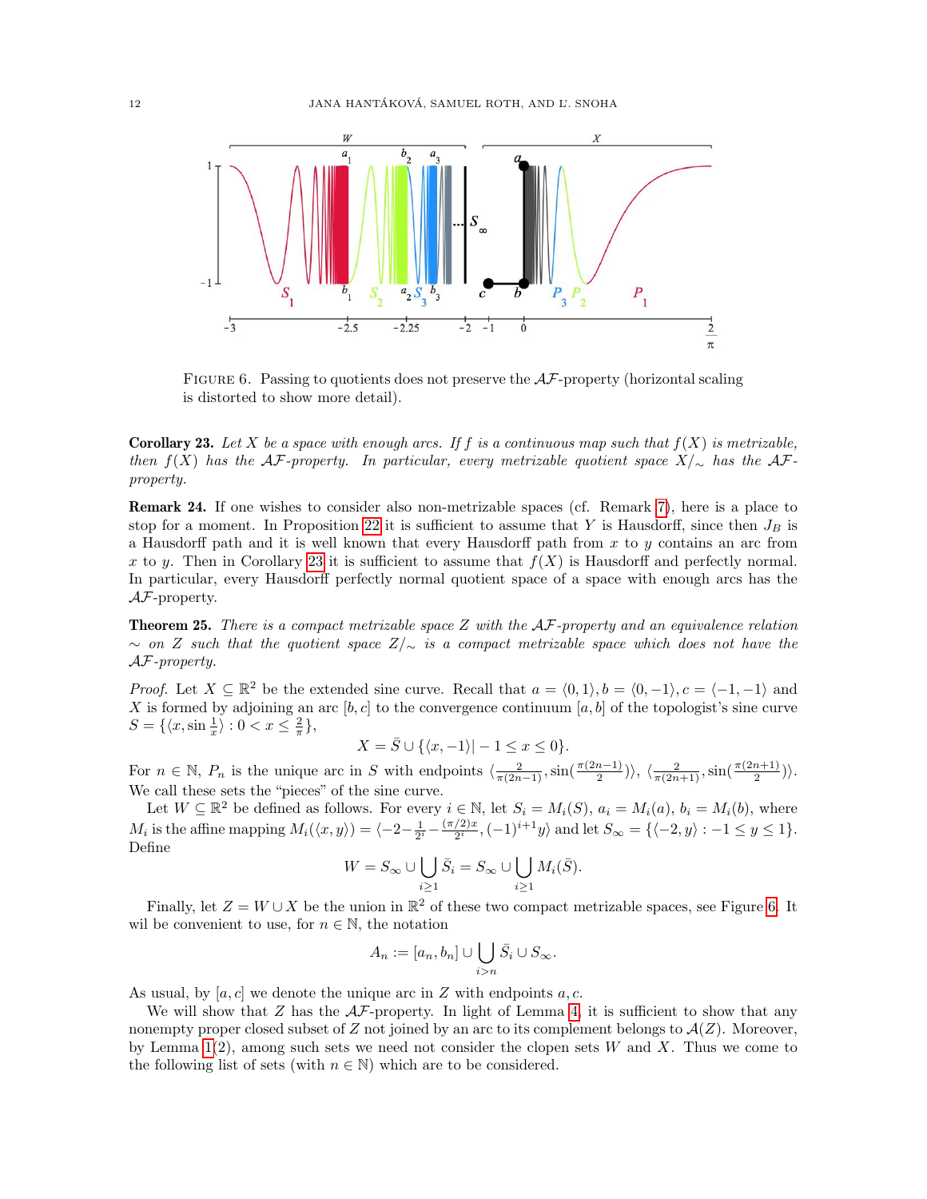FIGURE 6. Passing to quotients does not preserve the $\mathcal{AF}$-property (horizontal scaling is distorted to show more detail).

**Corollary 23.** *Let $X$ be a space with enough arcs. If $f$ is a continuous map such that $f(X)$ is metrizable, then $f(X)$ has the $\mathcal{AF}$-property. In particular, every metrizable quotient space $X/_\sim$ has the $\mathcal{AF}$-property.*

**Remark 24.** If one wishes to consider also non-metrizable spaces (cf. Remark 7), here is a place to stop for a moment. In Proposition 22 it is sufficient to assume that $Y$ is Hausdorff, since then $J_B$ is a Hausdorff path and it is well known that every Hausdorff path from $x$ to $y$ contains an arc from $x$ to $y$. Then in Corollary 23 it is sufficient to assume that $f(X)$ is Hausdorff and perfectly normal. In particular, every Hausdorff perfectly normal quotient space of a space with enough arcs has the $\mathcal{AF}$-property.

**Theorem 25.** *There is a compact metrizable space $Z$ with the $\mathcal{AF}$-property and an equivalence relation $\sim$ on $Z$ such that the quotient space $Z/_\sim$ is a compact metrizable space which does not have the $\mathcal{AF}$-property.*

*Proof.* Let $X \subseteq \mathbb{R}^2$ be the extended sine curve. Recall that $a = \langle 0, 1\rangle, b = \langle 0, -1\rangle, c = \langle -1, -1\rangle$ and $X$ is formed by adjoining an arc $[b, c]$ to the convergence continuum $[a, b]$ of the topologist's sine curve $S = \{\langle x, \sin \frac{1}{x}\rangle : 0 < x \le \frac{2}{\pi}\}$,

$$X = \bar{S} \cup \{\langle x, -1\rangle | -1 \le x \le 0\}.$$

For $n \in \mathbb{N}$, $P_n$ is the unique arc in $S$ with endpoints $\langle \frac{2}{\pi(2n-1)}, \sin(\frac{\pi(2n-1)}{2})\rangle$, $\langle \frac{2}{\pi(2n+1)}, \sin(\frac{\pi(2n+1)}{2})\rangle$. We call these sets the "pieces" of the sine curve.

Let $W \subseteq \mathbb{R}^2$ be defined as follows. For every $i \in \mathbb{N}$, let $S_i = M_i(S)$, $a_i = M_i(a)$, $b_i = M_i(b)$, where $M_i$ is the affine mapping $M_i(\langle x, y\rangle) = \langle -2 - \frac{1}{2^i} - \frac{(\pi/2)x}{2^i}, (-1)^{i+1}y\rangle$ and let $S_\infty = \{\langle -2, y\rangle : -1 \le y \le 1\}$. Define

$$W = S_\infty \cup \bigcup_{i \ge 1} \bar{S}_i = S_\infty \cup \bigcup_{i \ge 1} M_i(\bar{S}).$$

Finally, let $Z = W \cup X$ be the union in $\mathbb{R}^2$ of these two compact metrizable spaces, see Figure 6. It wil be convenient to use, for $n \in \mathbb{N}$, the notation

$$A_n := [a_n, b_n] \cup \bigcup_{i > n} \bar{S}_i \cup S_\infty.$$

As usual, by $[a, c]$ we denote the unique arc in $Z$ with endpoints $a, c$.

We will show that $Z$ has the $\mathcal{AF}$-property. In light of Lemma 4, it is sufficient to show that any nonempty proper closed subset of $Z$ not joined by an arc to its complement belongs to $\mathcal{A}(Z)$. Moreover, by Lemma 1(2), among such sets we need not consider the clopen sets $W$ and $X$. Thus we come to the following list of sets (with $n \in \mathbb{N}$) which are to be considered.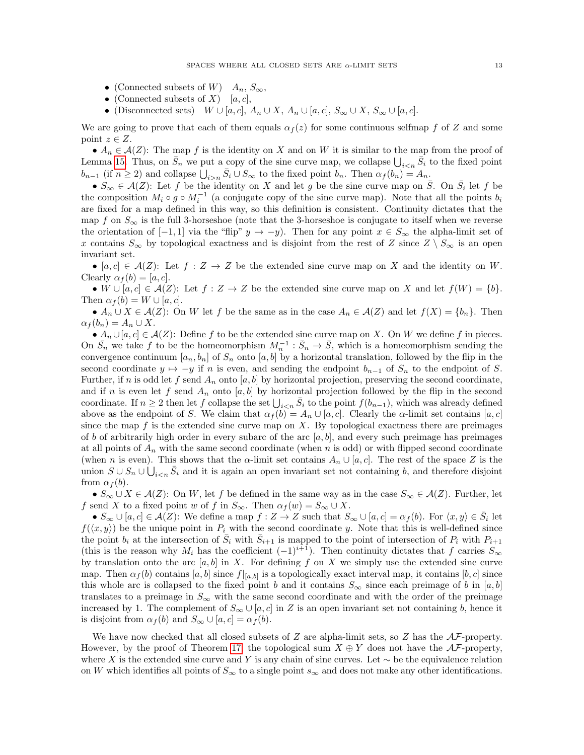- (Connected subsets of $W$) $\quad A_n$, $S_\infty$,
- (Connected subsets of $X$) $\quad [a,c]$,
- (Disconnected sets) $\quad W \cup [a,c]$, $A_n \cup X$, $A_n \cup [a,c]$, $S_\infty \cup X$, $S_\infty \cup [a,c]$.

We are going to prove that each of them equals $\alpha_f(z)$ for some continuous selfmap $f$ of $Z$ and some point $z \in Z$.

• $A_n \in \mathcal{A}(Z)$: The map $f$ is the identity on $X$ and on $W$ it is similar to the map from the proof of Lemma 15. Thus, on $\bar{S}_n$ we put a copy of the sine curve map, we collapse $\bigcup_{i<n} \bar{S}_i$ to the fixed point $b_{n-1}$ (if $n \geq 2$) and collapse $\bigcup_{i>n} \bar{S}_i \cup S_\infty$ to the fixed point $b_n$. Then $\alpha_f(b_n) = A_n$.

• $S_\infty \in \mathcal{A}(Z)$: Let $f$ be the identity on $X$ and let $g$ be the sine curve map on $\bar{S}$. On $\bar{S}_i$ let $f$ be the composition $M_i \circ g \circ M_i^{-1}$ (a conjugate copy of the sine curve map). Note that all the points $b_i$ are fixed for a map defined in this way, so this definition is consistent. Continuity dictates that the map $f$ on $S_\infty$ is the full 3-horseshoe (note that the 3-horseshoe is conjugate to itself when we reverse the orientation of $[-1,1]$ via the "flip" $y \mapsto -y$). Then for any point $x \in S_\infty$ the alpha-limit set of $x$ contains $S_\infty$ by topological exactness and is disjoint from the rest of $Z$ since $Z \setminus S_\infty$ is an open invariant set.

• $[a,c] \in \mathcal{A}(Z)$: Let $f : Z \to Z$ be the extended sine curve map on $X$ and the identity on $W$. Clearly $\alpha_f(b) = [a,c]$.

• $W \cup [a,c] \in \mathcal{A}(Z)$: Let $f : Z \to Z$ be the extended sine curve map on $X$ and let $f(W) = \{b\}$. Then $\alpha_f(b) = W \cup [a,c]$.

• $A_n \cup X \in \mathcal{A}(Z)$: On $W$ let $f$ be the same as in the case $A_n \in \mathcal{A}(Z)$ and let $f(X) = \{b_n\}$. Then $\alpha_f(b_n) = A_n \cup X$.

• $A_n \cup [a,c] \in \mathcal{A}(Z)$: Define $f$ to be the extended sine curve map on $X$. On $W$ we define $f$ in pieces. On $\bar{S}_n$ we take $f$ to be the homeomorphism $M_n^{-1} : \bar{S}_n \to \bar{S}$, which is a homeomorphism sending the convergence continuum $[a_n, b_n]$ of $S_n$ onto $[a,b]$ by a horizontal translation, followed by the flip in the second coordinate $y \mapsto -y$ if $n$ is even, and sending the endpoint $b_{n-1}$ of $S_n$ to the endpoint of $S$. Further, if $n$ is odd let $f$ send $A_n$ onto $[a,b]$ by horizontal projection, preserving the second coordinate, and if $n$ is even let $f$ send $A_n$ onto $[a,b]$ by horizontal projection followed by the flip in the second coordinate. If $n \geq 2$ then let $f$ collapse the set $\bigcup_{i<n} \bar{S}_i$ to the point $f(b_{n-1})$, which was already defined above as the endpoint of $S$. We claim that $\alpha_f(b) = A_n \cup [a,c]$. Clearly the $\alpha$-limit set contains $[a,c]$ since the map $f$ is the extended sine curve map on $X$. By topological exactness there are preimages of $b$ of arbitrarily high order in every subarc of the arc $[a,b]$, and every such preimage has preimages at all points of $A_n$ with the same second coordinate (when $n$ is odd) or with flipped second coordinate (when $n$ is even). This shows that the alpha-limit set contains $A_n \cup [a,c]$. The rest of the space $Z$ is the union $S \cup S_n \cup \bigcup_{i<n} \bar{S}_i$ and it is again an open invariant set not containing $b$, and therefore disjoint from $\alpha_f(b)$.

• $S_\infty \cup X \in \mathcal{A}(Z)$: On $W$, let $f$ be defined in the same way as in the case $S_\infty \in \mathcal{A}(Z)$. Further, let $f$ send $X$ to a fixed point $w$ of $f$ in $S_\infty$. Then $\alpha_f(w) = S_\infty \cup X$.

• $S_\infty \cup [a,c] \in \mathcal{A}(Z)$: We define a map $f : Z \to Z$ such that $S_\infty \cup [a,c] = \alpha_f(b)$. For $\langle x,y \rangle \in \bar{S}_i$ let $f(\langle x,y \rangle)$ be the unique point in $P_i$ with the second coordinate $y$. Note that this is well-defined since the point $b_i$ at the intersection of $\bar{S}_i$ with $\bar{S}_{i+1}$ is mapped to the point of intersection of $P_i$ with $P_{i+1}$ (this is the reason why $M_i$ has the coefficient $(-1)^{i+1}$). Then continuity dictates that $f$ carries $S_\infty$ by translation onto the arc $[a,b]$ in $X$. For defining $f$ on $X$ we simply use the extended sine curve map. Then $\alpha_f(b)$ contains $[a,b]$ since $f|_{[a,b]}$ is a topologically exact interval map, it contains $[b,c]$ since this whole arc is collapsed to the fixed point $b$ and it contains $S_\infty$ since each preimage of $b$ in $[a,b]$ translates to a preimage in $S_\infty$ with the same second coordinate and with the order of the preimage increased by 1. The complement of $S_\infty \cup [a,c]$ in $Z$ is an open invariant set not containing $b$, hence it is disjoint from $\alpha_f(b)$ and $S_\infty \cup [a,c] = \alpha_f(b)$.

We have now checked that all closed subsets of $Z$ are alpha-limit sets, so $Z$ has the $\mathcal{AF}$-property. However, by the proof of Theorem 17, the topological sum $X \oplus Y$ does not have the $\mathcal{AF}$-property, where $X$ is the extended sine curve and $Y$ is any chain of sine curves. Let $\sim$ be the equivalence relation on $W$ which identifies all points of $S_\infty$ to a single point $s_\infty$ and does not make any other identifications.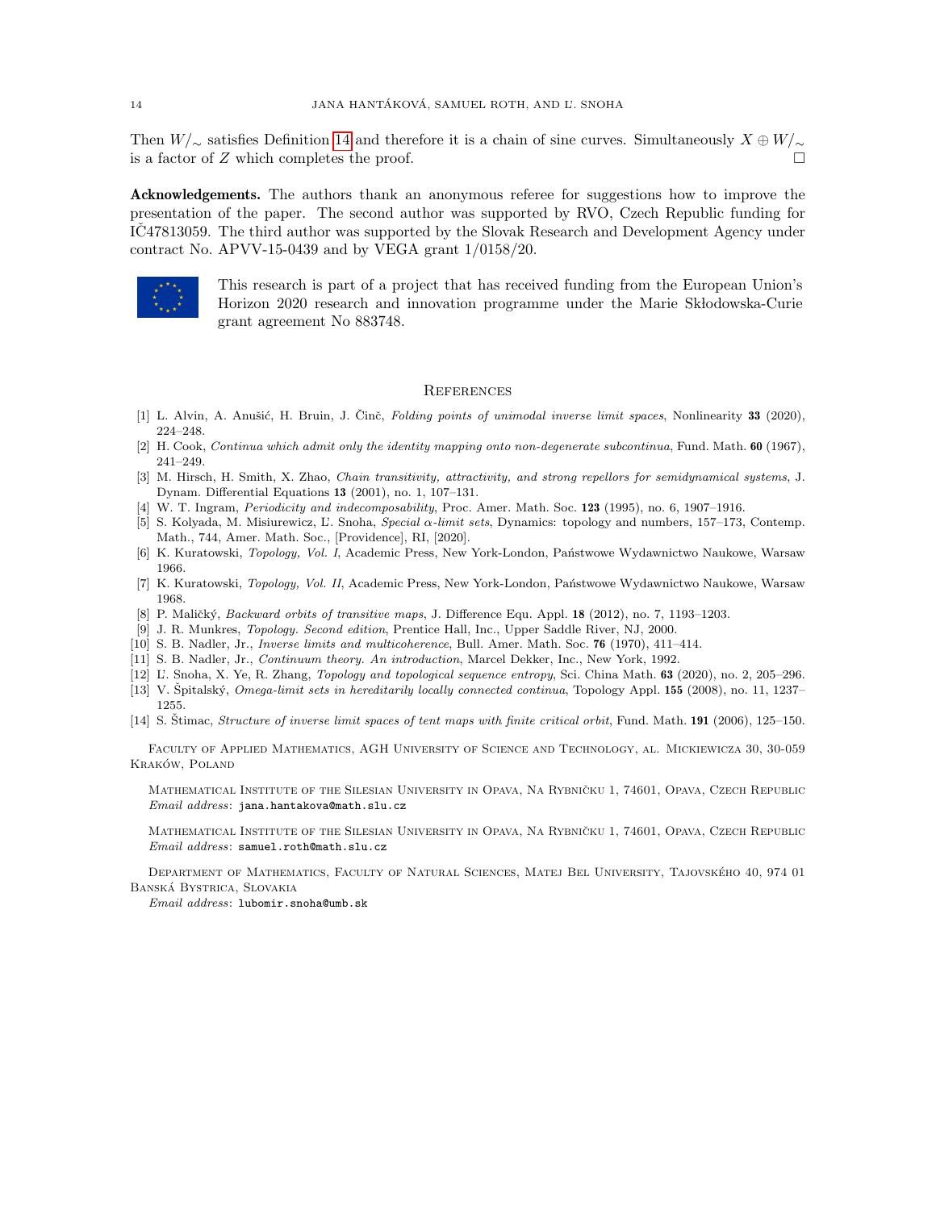Then $W/_\sim$ satisfies Definition 14 and therefore it is a chain of sine curves. Simultaneously $X \oplus W/_\sim$ is a factor of $Z$ which completes the proof. $\square$

**Acknowledgements.** The authors thank an anonymous referee for suggestions how to improve the presentation of the paper. The second author was supported by RVO, Czech Republic funding for IČ47813059. The third author was supported by the Slovak Research and Development Agency under contract No. APVV-15-0439 and by VEGA grant 1/0158/20.

This research is part of a project that has received funding from the European Union's Horizon 2020 research and innovation programme under the Marie Skłodowska-Curie grant agreement No 883748.

## References

[1] L. Alvin, A. Anušić, H. Bruin, J. Činč, *Folding points of unimodal inverse limit spaces*, Nonlinearity **33** (2020), 224–248.

[2] H. Cook, *Continua which admit only the identity mapping onto non-degenerate subcontinua*, Fund. Math. **60** (1967), 241–249.

[3] M. Hirsch, H. Smith, X. Zhao, *Chain transitivity, attractivity, and strong repellors for semidynamical systems*, J. Dynam. Differential Equations **13** (2001), no. 1, 107–131.

[4] W. T. Ingram, *Periodicity and indecomposability*, Proc. Amer. Math. Soc. **123** (1995), no. 6, 1907–1916.

[5] S. Kolyada, M. Misiurewicz, L. Snoha, *Special $\alpha$-limit sets*, Dynamics: topology and numbers, 157–173, Contemp. Math., 744, Amer. Math. Soc., [Providence], RI, [2020].

[6] K. Kuratowski, *Topology, Vol. I*, Academic Press, New York-London, Państwowe Wydawnictwo Naukowe, Warsaw 1966.

[7] K. Kuratowski, *Topology, Vol. II*, Academic Press, New York-London, Państwowe Wydawnictwo Naukowe, Warsaw 1968.

[8] P. Maličký, *Backward orbits of transitive maps*, J. Difference Equ. Appl. **18** (2012), no. 7, 1193–1203.

[9] J. R. Munkres, *Topology. Second edition*, Prentice Hall, Inc., Upper Saddle River, NJ, 2000.

[10] S. B. Nadler, Jr., *Inverse limits and multicoherence*, Bull. Amer. Math. Soc. **76** (1970), 411–414.

[11] S. B. Nadler, Jr., *Continuum theory. An introduction*, Marcel Dekker, Inc., New York, 1992.

[12] L. Snoha, X. Ye, R. Zhang, *Topology and topological sequence entropy*, Sci. China Math. **63** (2020), no. 2, 205–296.

[13] V. Špitalský, *Omega-limit sets in hereditarily locally connected continua*, Topology Appl. **155** (2008), no. 11, 1237–1255.

[14] S. Štimac, *Structure of inverse limit spaces of tent maps with finite critical orbit*, Fund. Math. **191** (2006), 125–150.

Faculty of Applied Mathematics, AGH University of Science and Technology, al. Mickiewicza 30, 30-059 Kraków, Poland

Mathematical Institute of the Silesian University in Opava, Na Rybníčku 1, 74601, Opava, Czech Republic
*Email address*: jana.hantakova@math.slu.cz

Mathematical Institute of the Silesian University in Opava, Na Rybníčku 1, 74601, Opava, Czech Republic
*Email address*: samuel.roth@math.slu.cz

Department of Mathematics, Faculty of Natural Sciences, Matej Bel University, Tajovského 40, 974 01 Banská Bystrica, Slovakia
*Email address*: lubomir.snoha@umb.sk